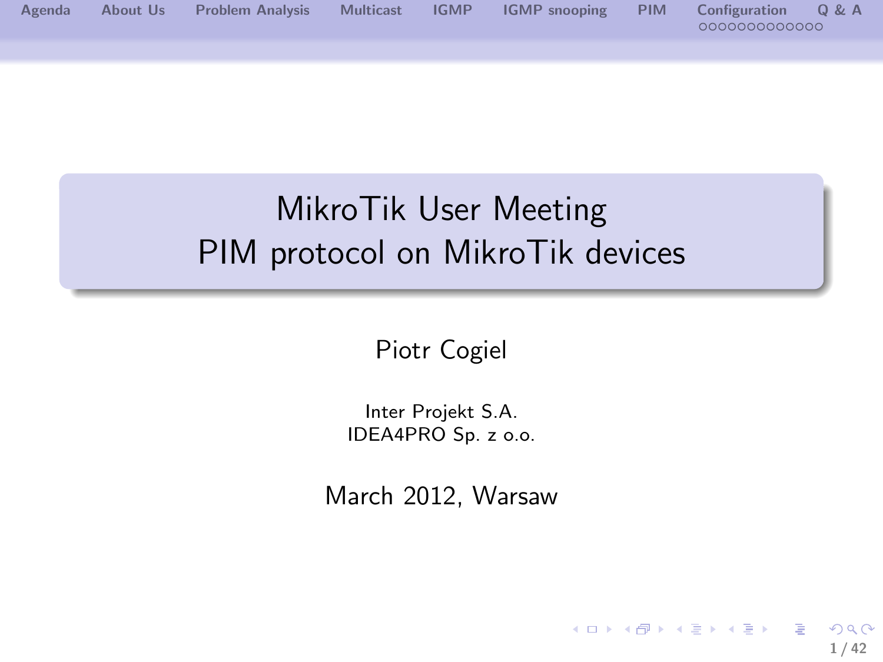# MikroTik User Meeting
# PIM protocol on MikroTik devices

Piotr Cogiel

Inter Projekt S.A.
IDEA4PRO Sp. z o.o.

March 2012, Warsaw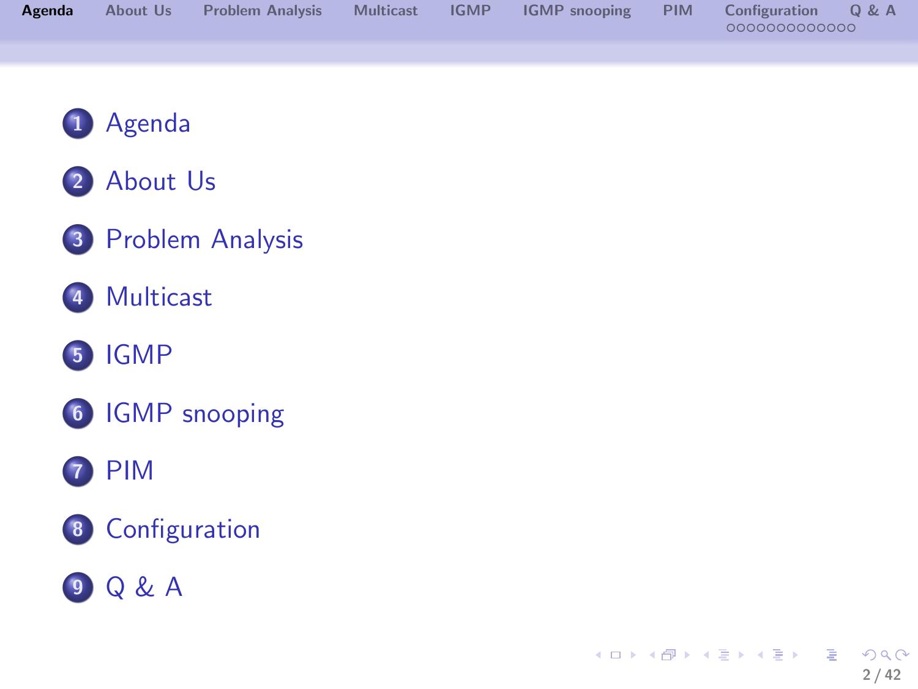1. Agenda
2. About Us
3. Problem Analysis
4. Multicast
5. IGMP
6. IGMP snooping
7. PIM
8. Configuration
9. Q & A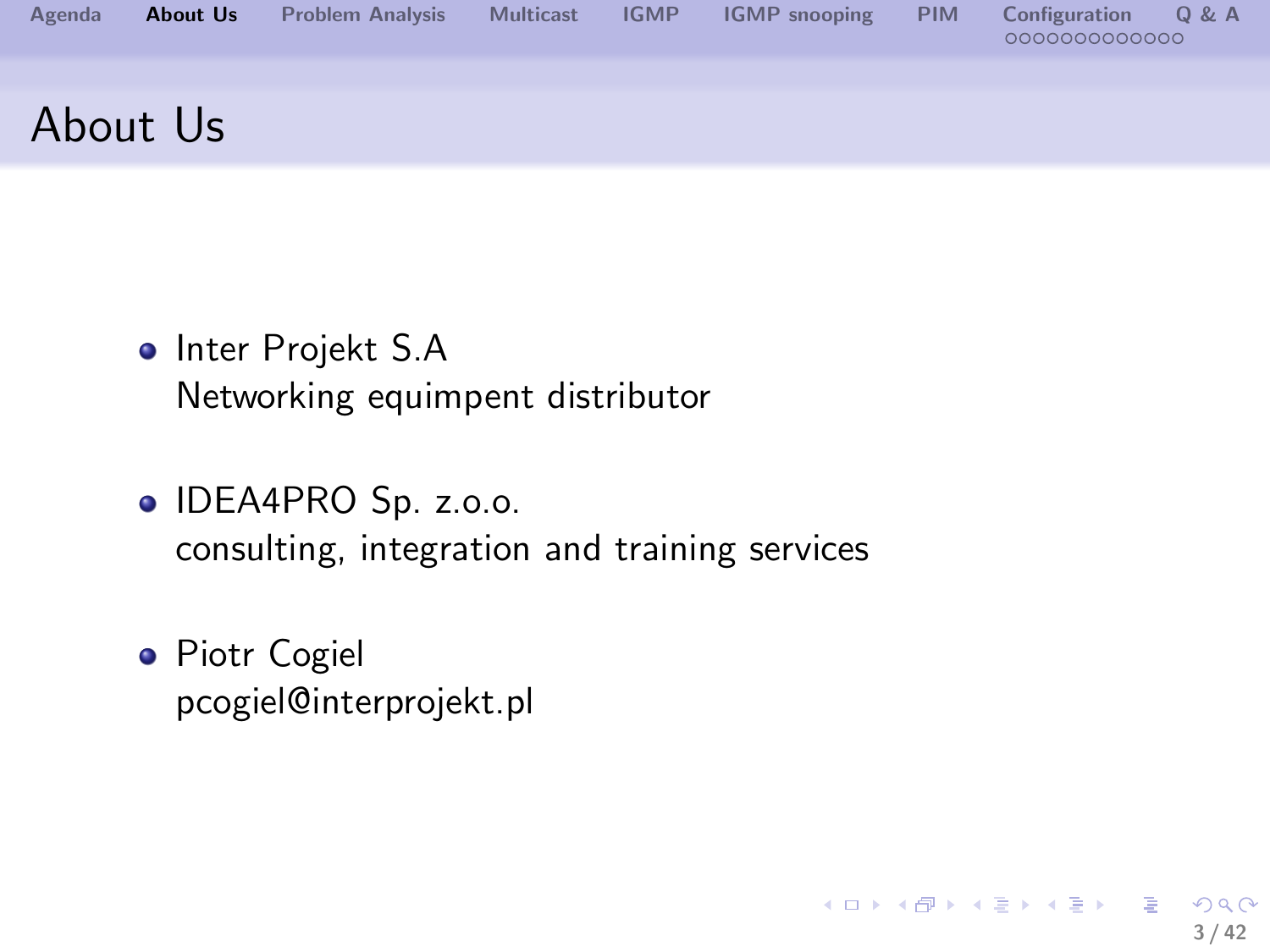# About Us

- Inter Projekt S.A
  Networking equimpent distributor

- IDEA4PRO Sp. z.o.o.
  consulting, integration and training services

- Piotr Cogiel
  pcogiel@interprojekt.pl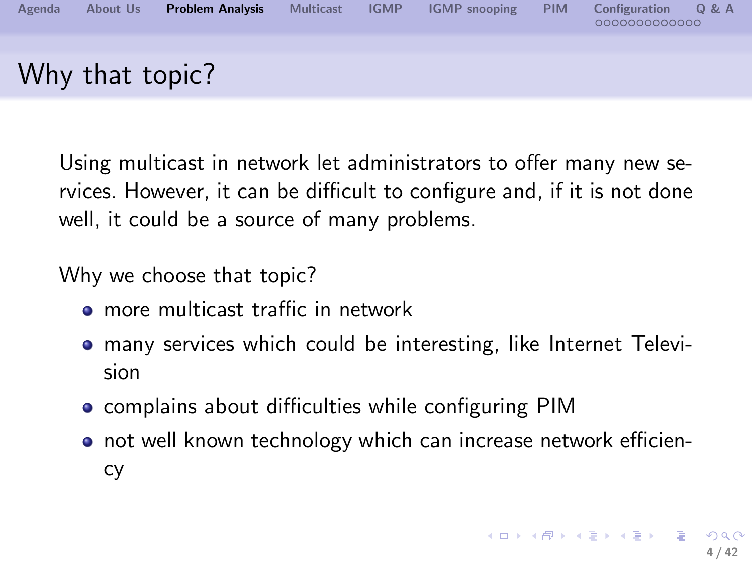# Why that topic?

Using multicast in network let administrators to offer many new services. However, it can be difficult to configure and, if it is not done well, it could be a source of many problems.

Why we choose that topic?

- more multicast traffic in network
- many services which could be interesting, like Internet Television
- complains about difficulties while configuring PIM
- not well known technology which can increase network efficiency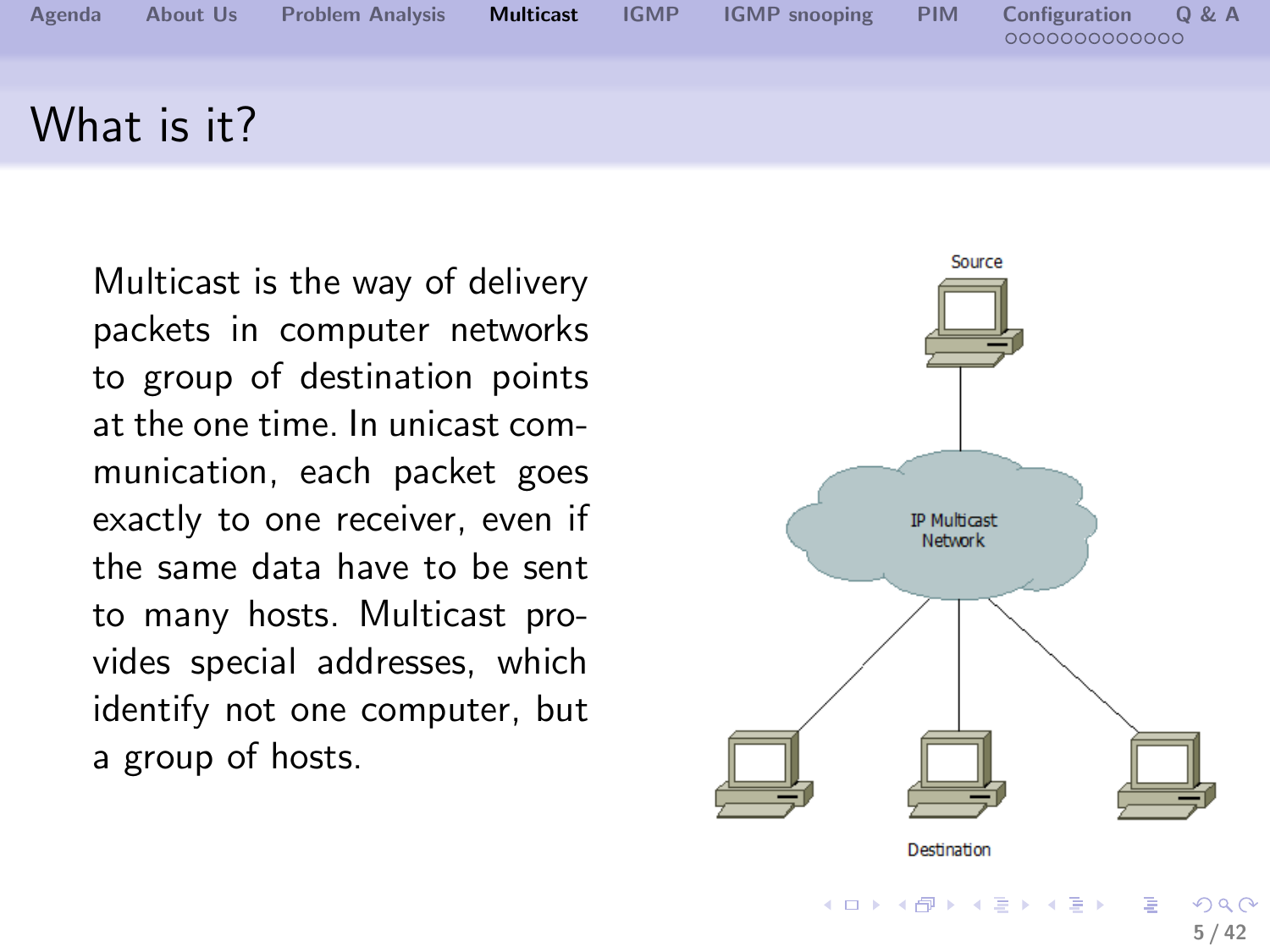# What is it?

Multicast is the way of delivery packets in computer networks to group of destination points at the one time. In unicast communication, each packet goes exactly to one receiver, even if the same data have to be sent to many hosts. Multicast provides special addresses, which identify not one computer, but a group of hosts.

Source

IP Multicast Network

Destination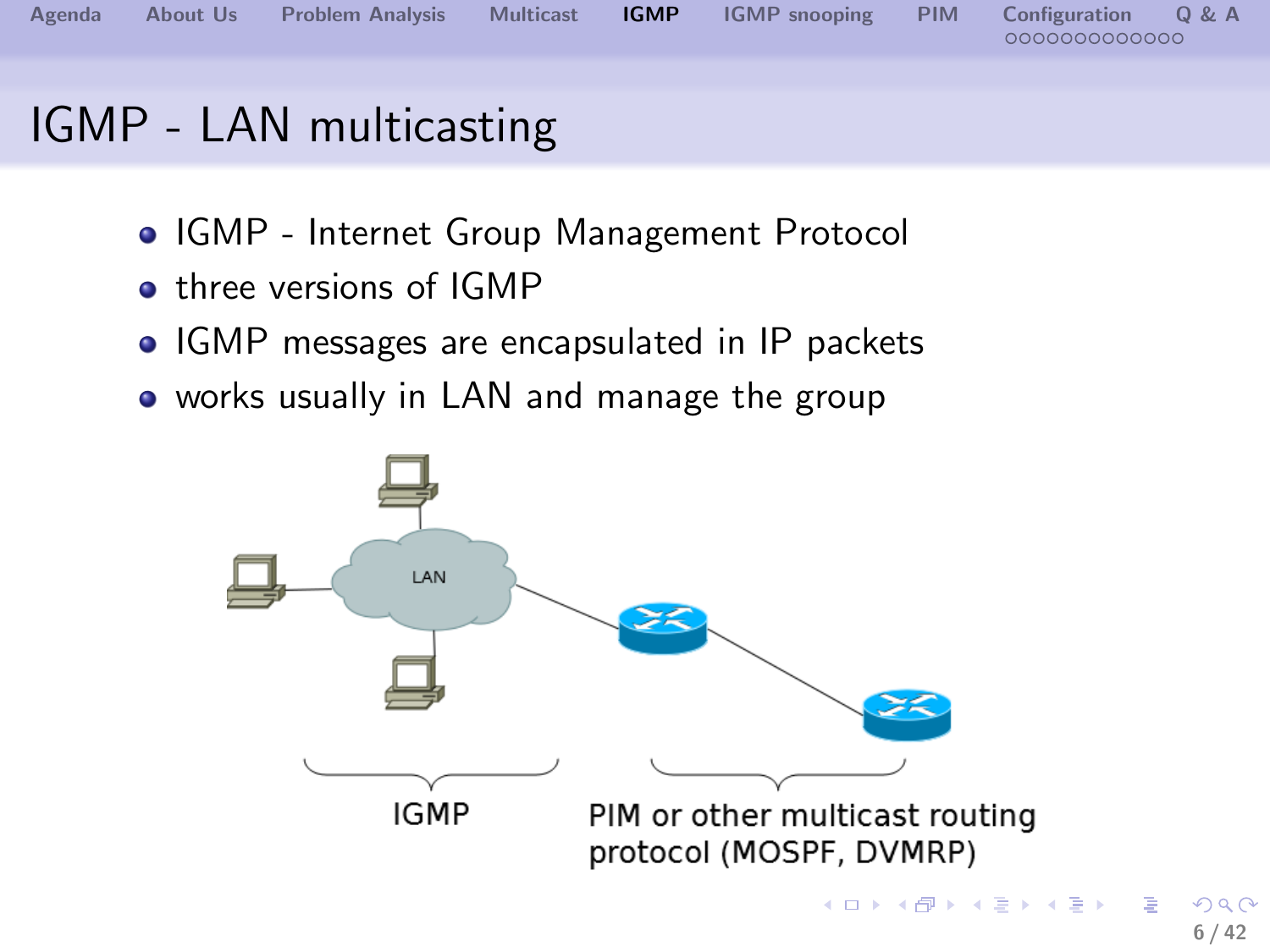# IGMP - LAN multicasting

- IGMP - Internet Group Management Protocol
- three versions of IGMP
- IGMP messages are encapsulated in IP packets
- works usually in LAN and manage the group

LAN

IGMP

PIM or other multicast routing protocol (MOSPF, DVMRP)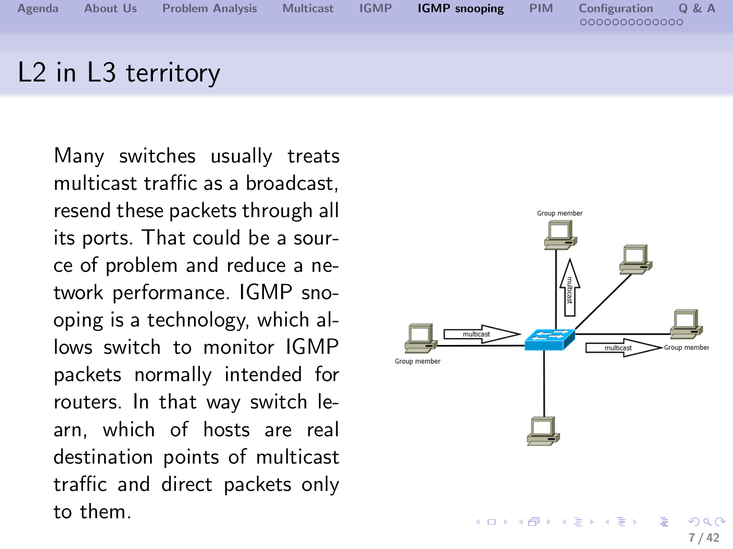# L2 in L3 territory

Many switches usually treats multicast traffic as a broadcast, resend these packets through all its ports. That could be a source of problem and reduce a network performance. IGMP snooping is a technology, which allows switch to monitor IGMP packets normally intended for routers. In that way switch learn, which of hosts are real destination points of multicast traffic and direct packets only to them.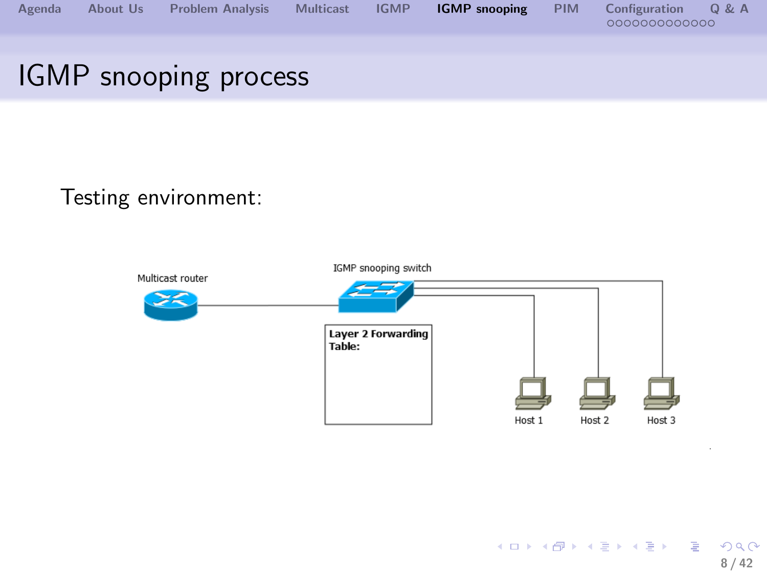# IGMP snooping process

Testing environment:

Multicast router

IGMP snooping switch

**Layer 2 Forwarding Table:**

Host 1

Host 2

Host 3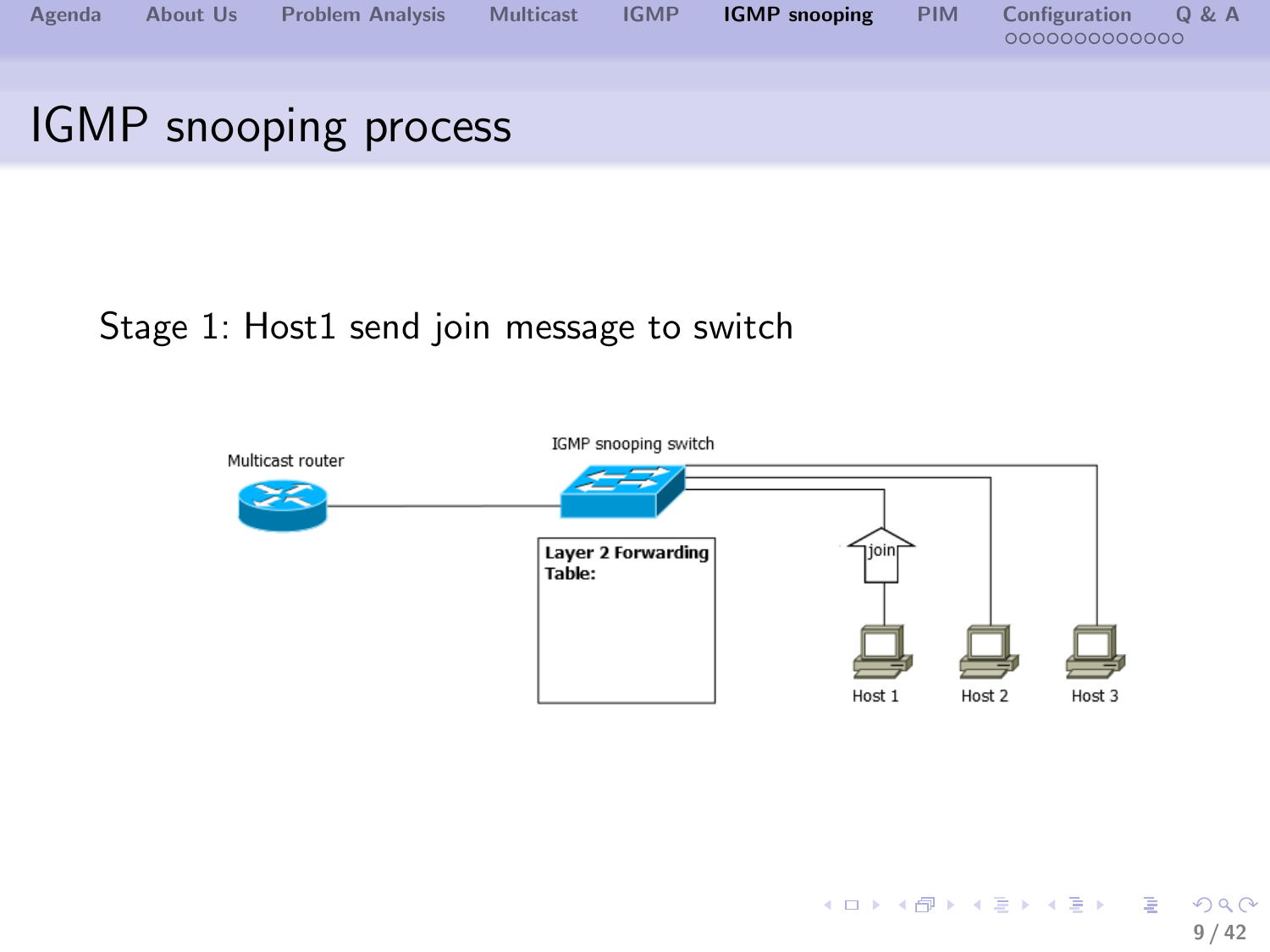# IGMP snooping process

Stage 1: Host1 send join message to switch

Multicast router

IGMP snooping switch

**Layer 2 Forwarding Table:**

join

Host 1

Host 2

Host 3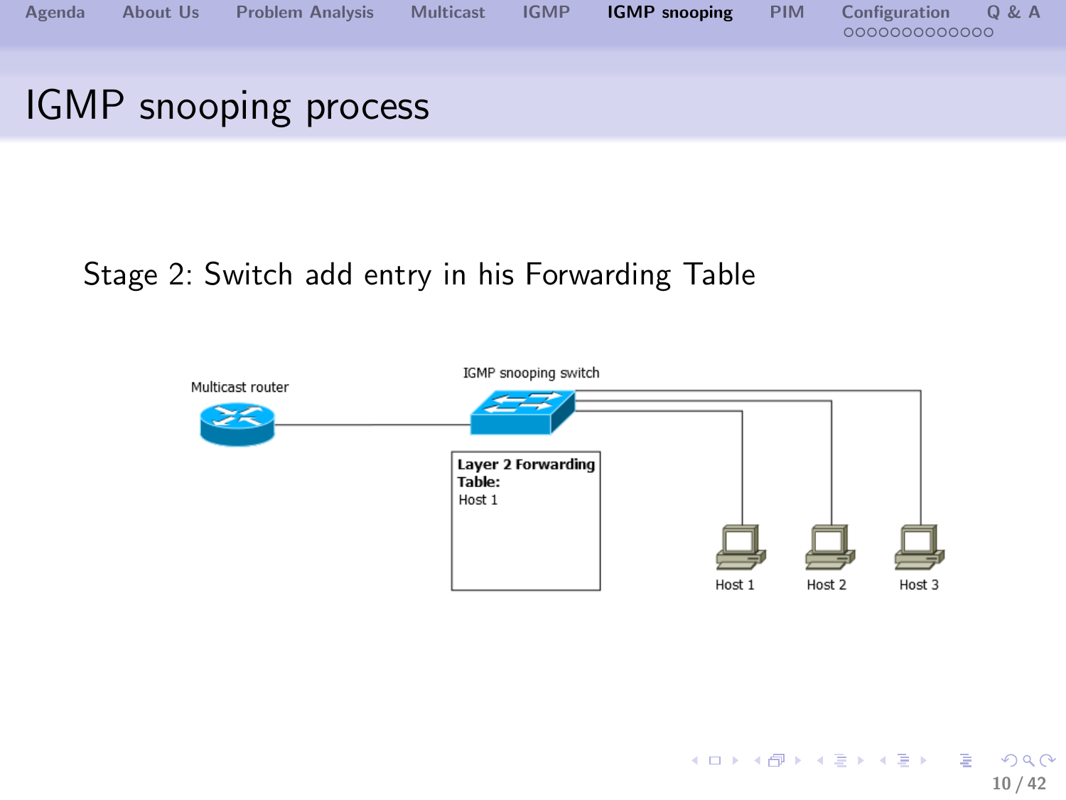# IGMP snooping process

Stage 2: Switch add entry in his Forwarding Table

Multicast router

IGMP snooping switch

**Layer 2 Forwarding Table:**
Host 1

Host 1 Host 2 Host 3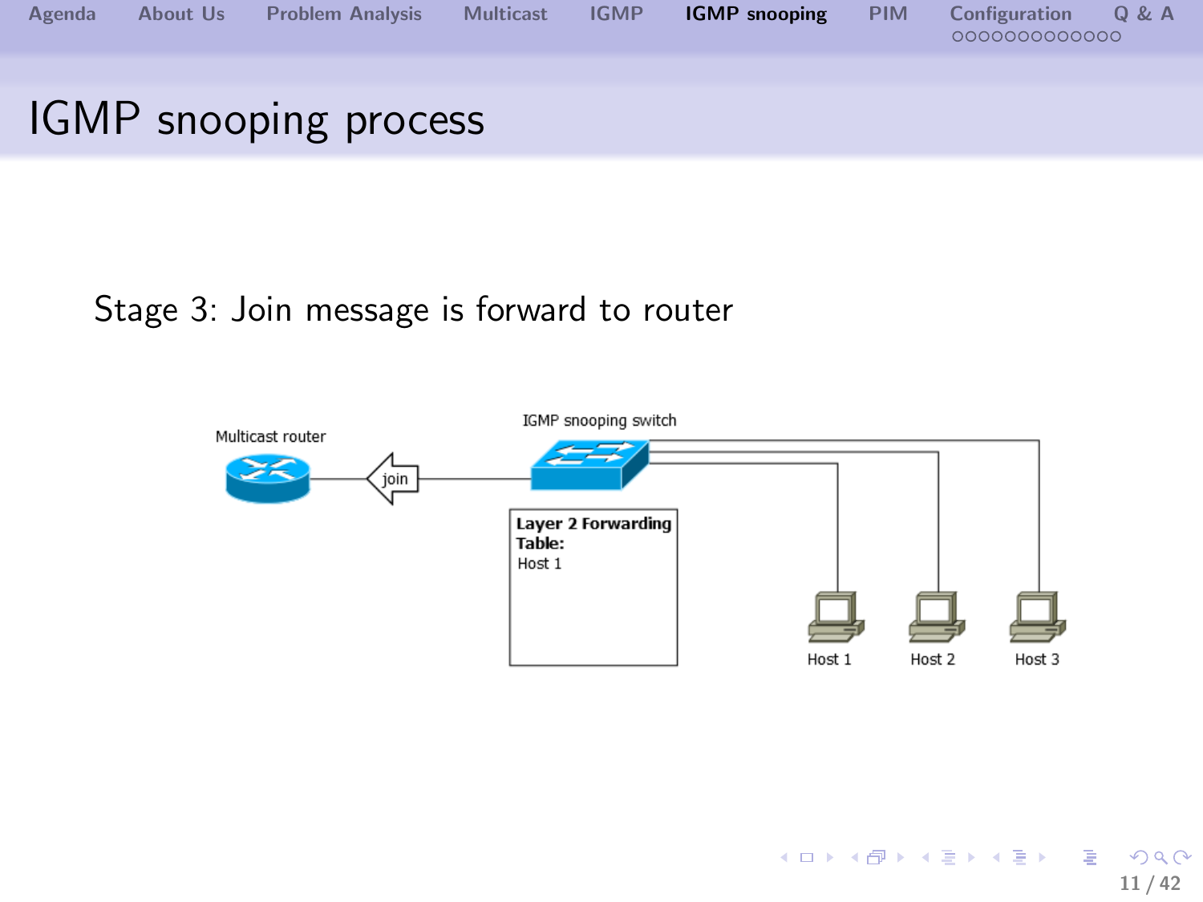# IGMP snooping process

Stage 3: Join message is forward to router

Multicast router

join

IGMP snooping switch

**Layer 2 Forwarding Table:**
Host 1

Host 1 Host 2 Host 3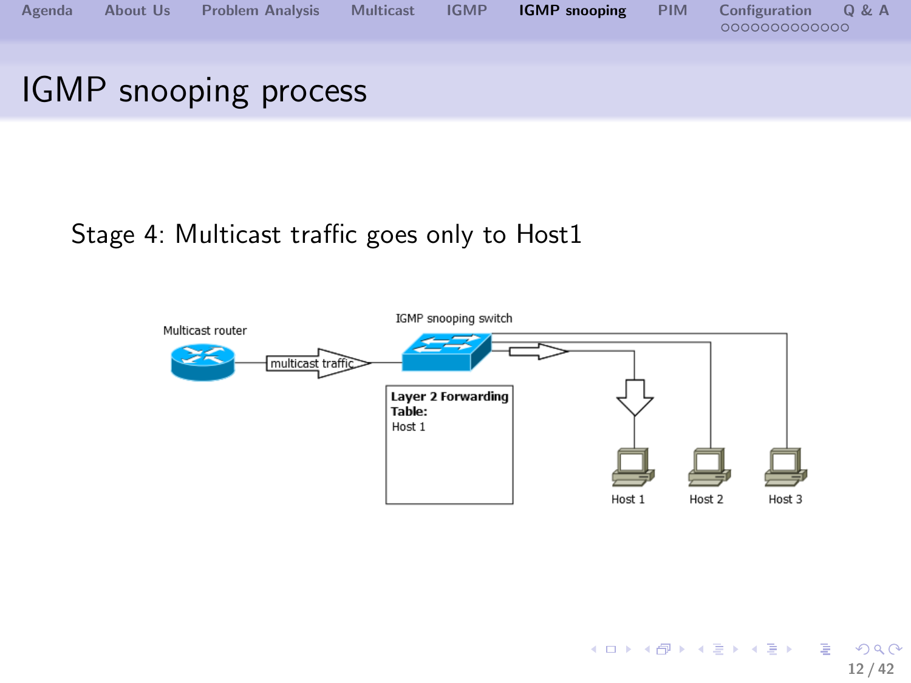# IGMP snooping process

Stage 4: Multicast traffic goes only to Host1

Multicast router

multicast traffic

IGMP snooping switch

**Layer 2 Forwarding Table:**
Host 1

Host 1 Host 2 Host 3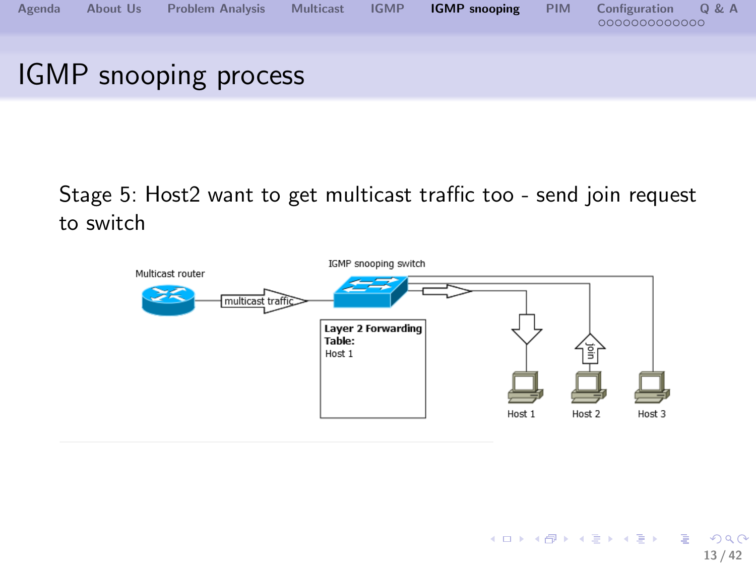# IGMP snooping process

Stage 5: Host2 want to get multicast traffic too - send join request to switch

Multicast router

multicast traffic

IGMP snooping switch

**Layer 2 Forwarding Table:**
Host 1

join

Host 1

Host 2

Host 3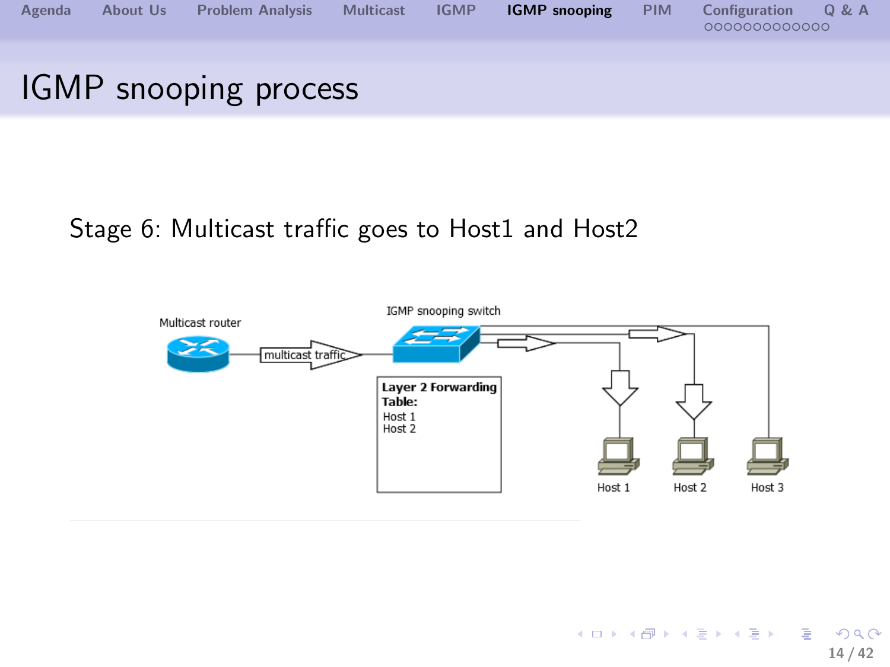# IGMP snooping process

Stage 6: Multicast traffic goes to Host1 and Host2

Multicast router

multicast traffic

IGMP snooping switch

**Layer 2 Forwarding Table:**
Host 1
Host 2

Host 1 Host 2 Host 3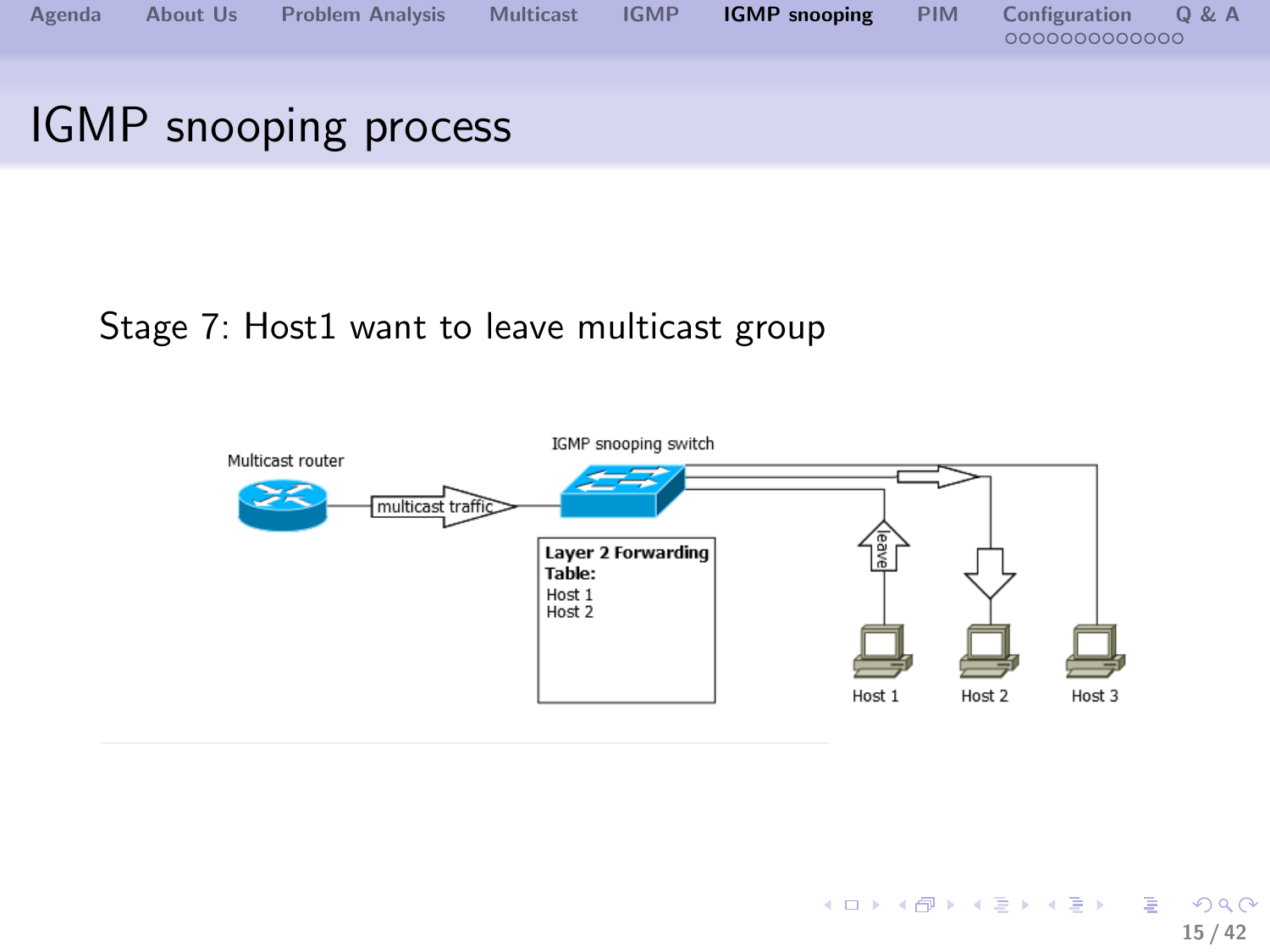# IGMP snooping process

Stage 7: Host1 want to leave multicast group

Multicast router

multicast traffic

IGMP snooping switch

**Layer 2 Forwarding Table:**
Host 1
Host 2

leave

Host 1 Host 2 Host 3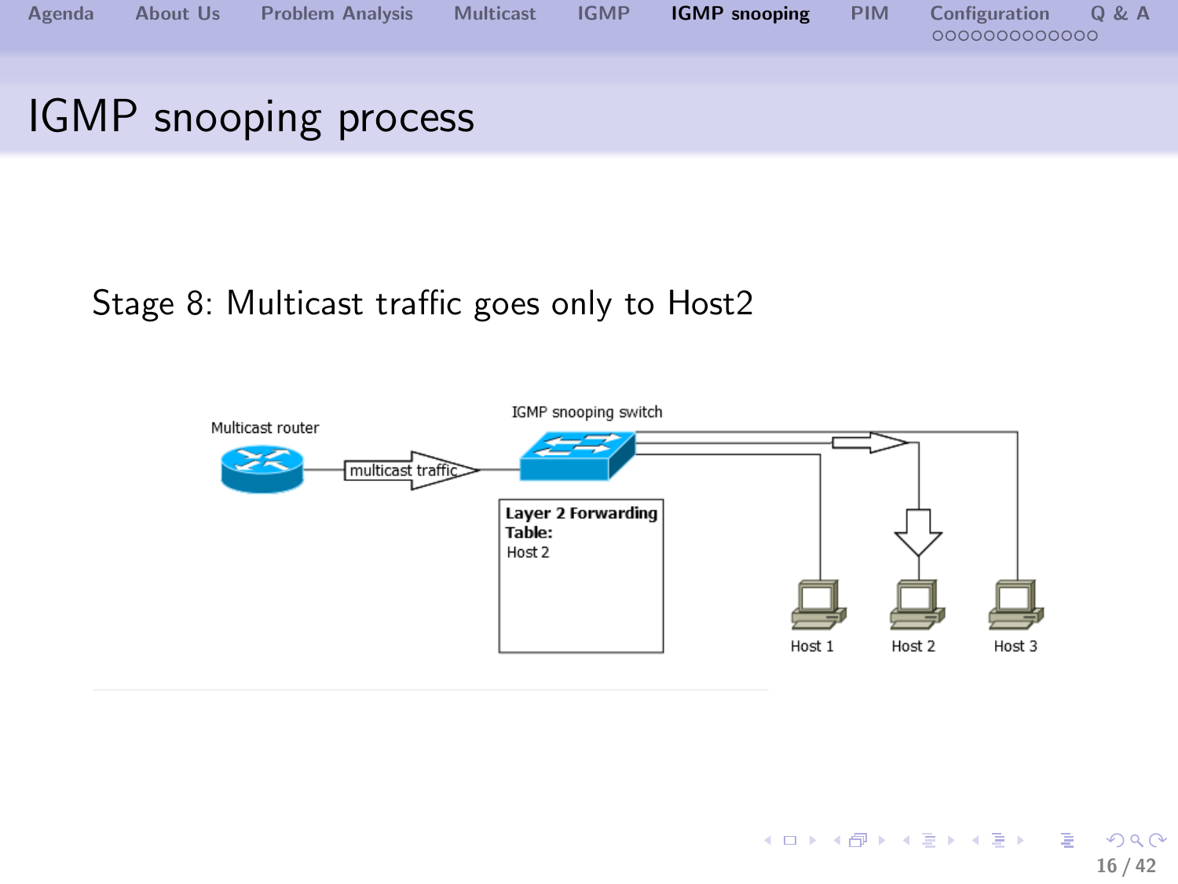# IGMP snooping process

Stage 8: Multicast traffic goes only to Host2

Multicast router

multicast traffic

IGMP snooping switch

**Layer 2 Forwarding Table:**
Host 2

Host 1

Host 2

Host 3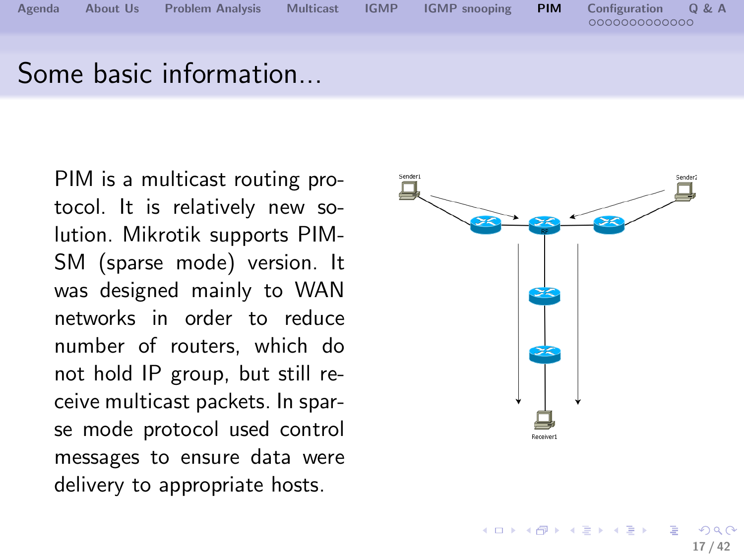# Some basic information...

PIM is a multicast routing protocol. It is relatively new solution. Mikrotik supports PIM-SM (sparse mode) version. It was designed mainly to WAN networks in order to reduce number of routers, which do not hold IP group, but still receive multicast packets. In sparse mode protocol used control messages to ensure data were delivery to appropriate hosts.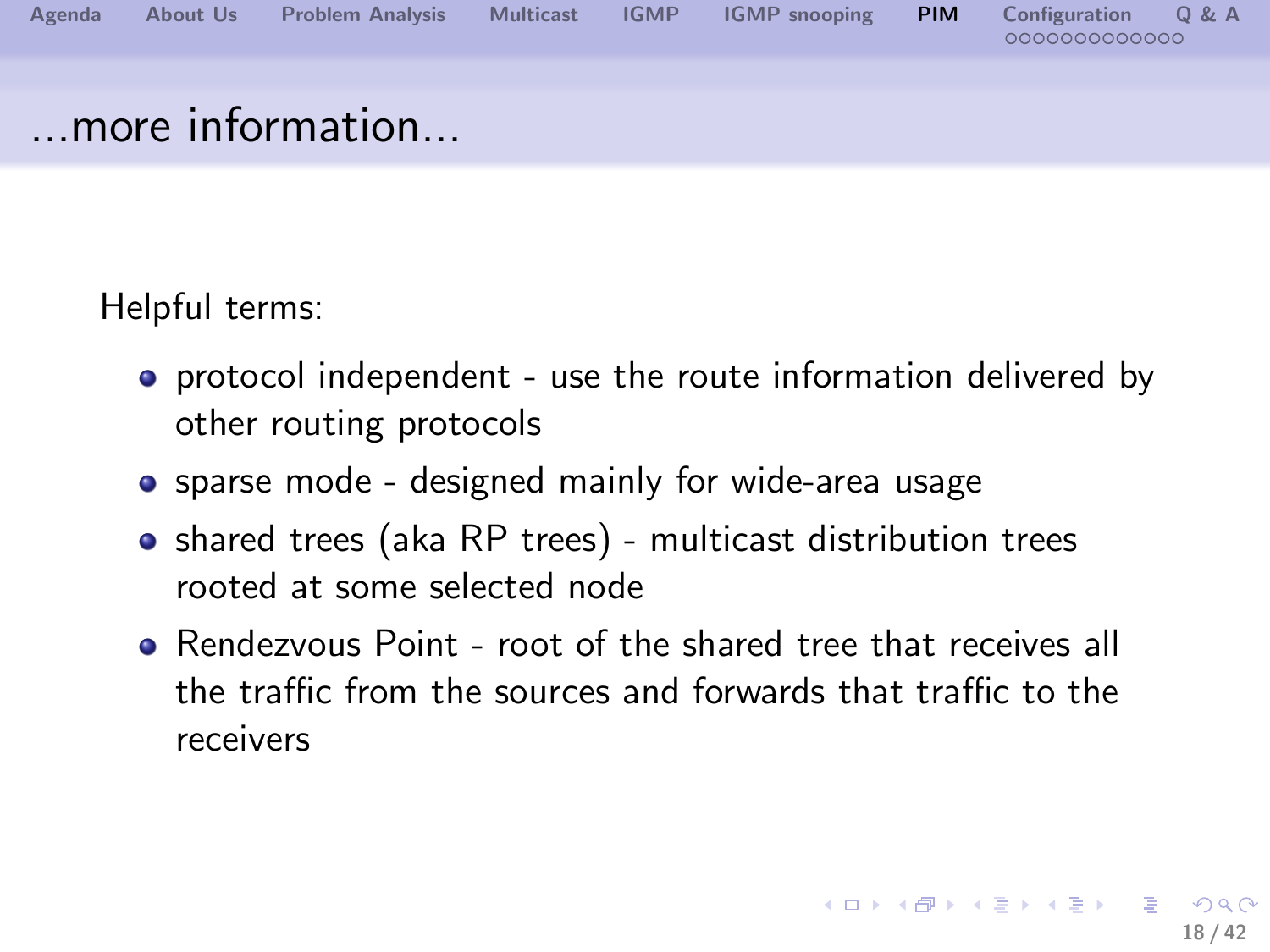# ...more information...

Helpful terms:

- protocol independent - use the route information delivered by other routing protocols
- sparse mode - designed mainly for wide-area usage
- shared trees (aka RP trees) - multicast distribution trees rooted at some selected node
- Rendezvous Point - root of the shared tree that receives all the traffic from the sources and forwards that traffic to the receivers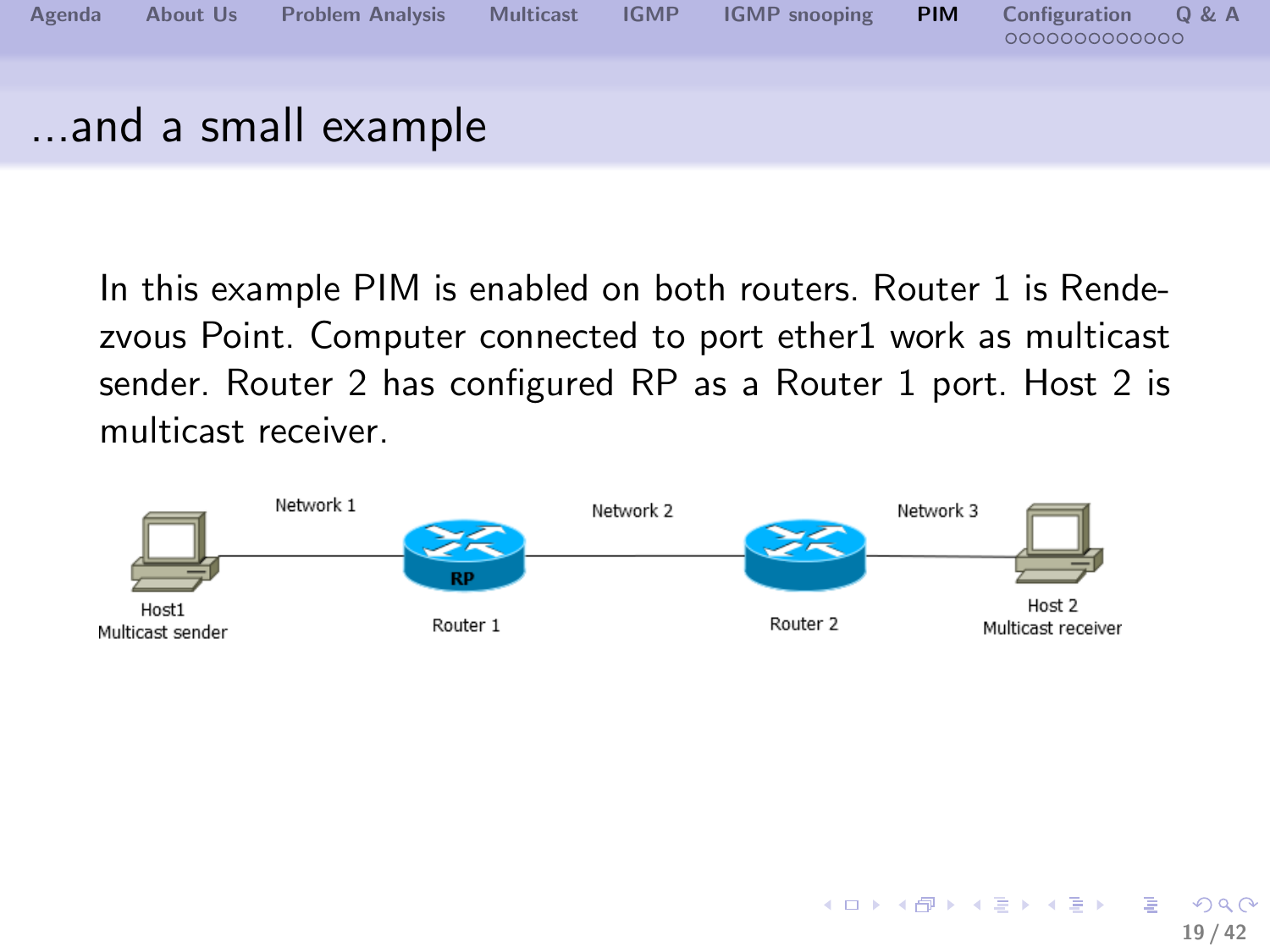# ...and a small example

In this example PIM is enabled on both routers. Router 1 is Rendezvous Point. Computer connected to port ether1 work as multicast sender. Router 2 has configured RP as a Router 1 port. Host 2 is multicast receiver.

Network 1 | Network 2 | Network 3

Host1 Multicast sender — Router 1 (RP) — Router 2 — Host 2 Multicast receiver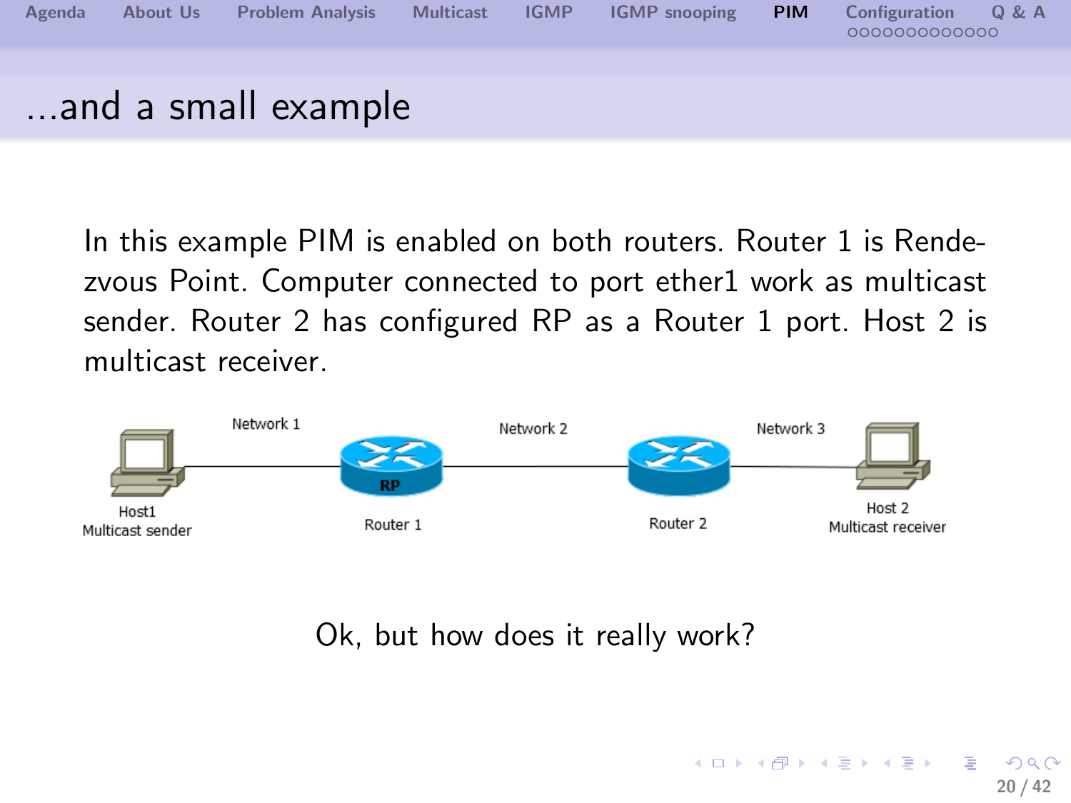# ...and a small example

In this example PIM is enabled on both routers. Router 1 is Rendezvous Point. Computer connected to port ether1 work as multicast sender. Router 2 has configured RP as a Router 1 port. Host 2 is multicast receiver.

Network 1 — Network 2 — Network 3

Host1 Multicast sender — Router 1 (RP) — Router 2 — Host 2 Multicast receiver

Ok, but how does it really work?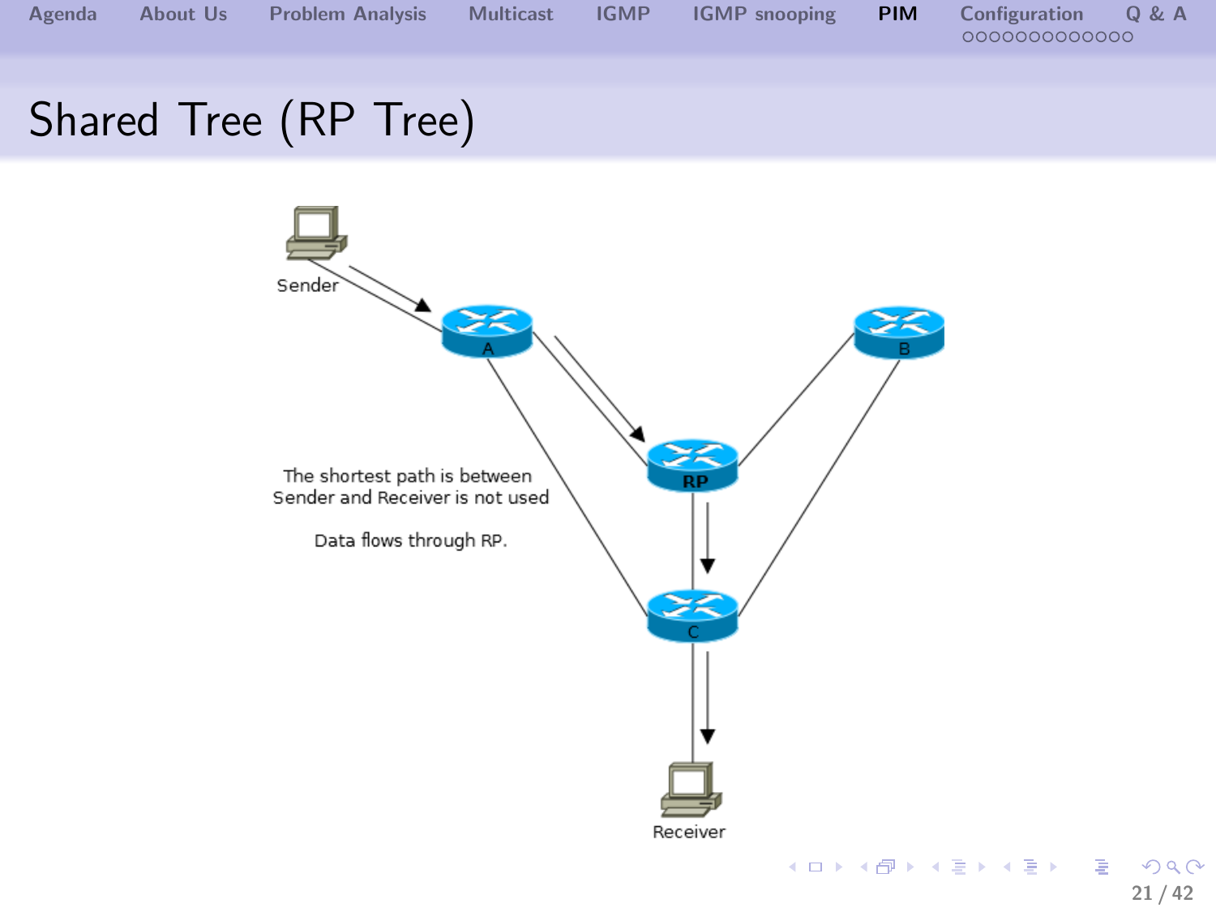# Shared Tree (RP Tree)

Sender

A

B

RP

C

Receiver

The shortest path is between Sender and Receiver is not used

Data flows through RP.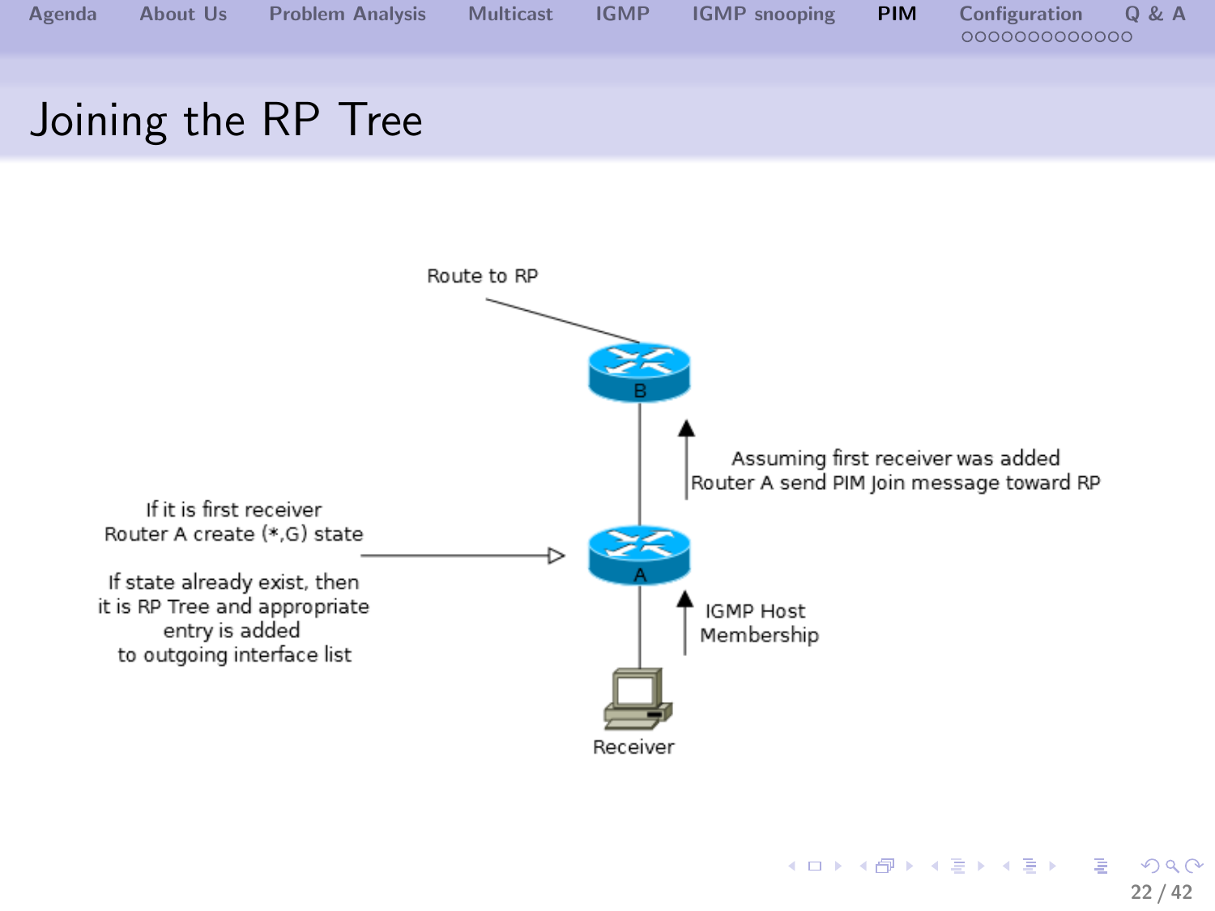# Joining the RP Tree

Route to RP

B

Assuming first receiver was added
Router A send PIM Join message toward RP

If it is first receiver
Router A create (*,G) state

If state already exist, then
it is RP Tree and appropriate
entry is added
to outgoing interface list

A

IGMP Host
Membership

Receiver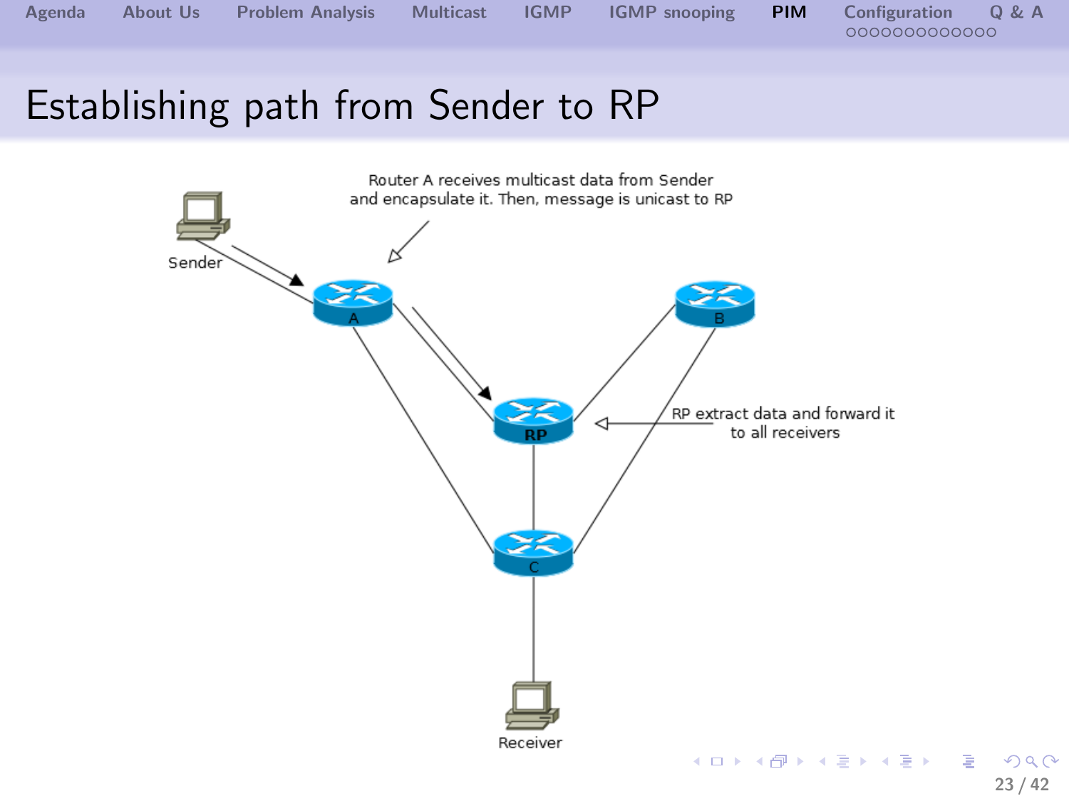# Establishing path from Sender to RP

Router A receives multicast data from Sender and encapsulate it. Then, message is unicast to RP

RP extract data and forward it to all receivers

Sender

A

B

RP

C

Receiver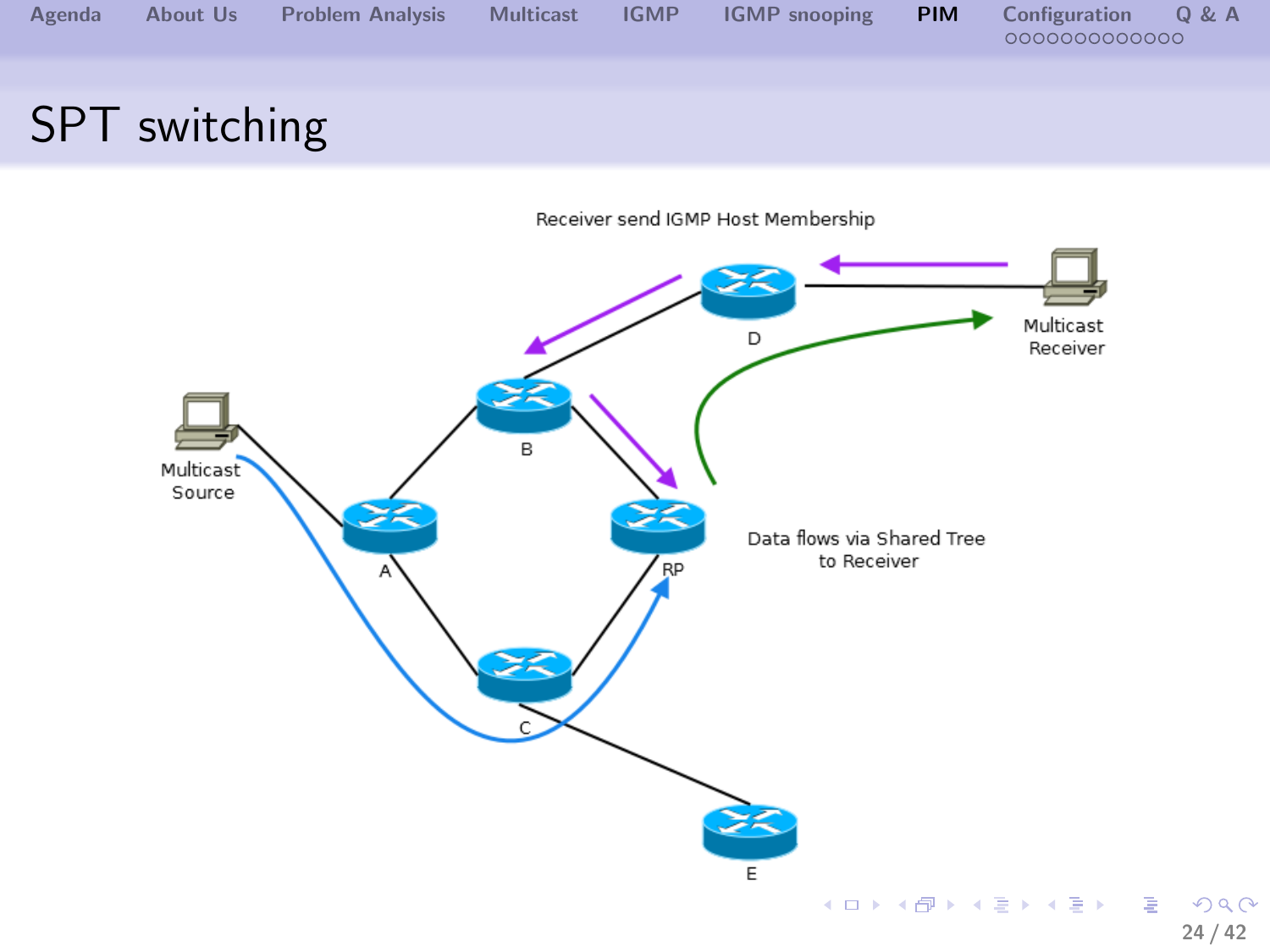# SPT switching

Receiver send IGMP Host Membership

Multicast Receiver

Multicast Source

Data flows via Shared Tree to Receiver

A B C D E RP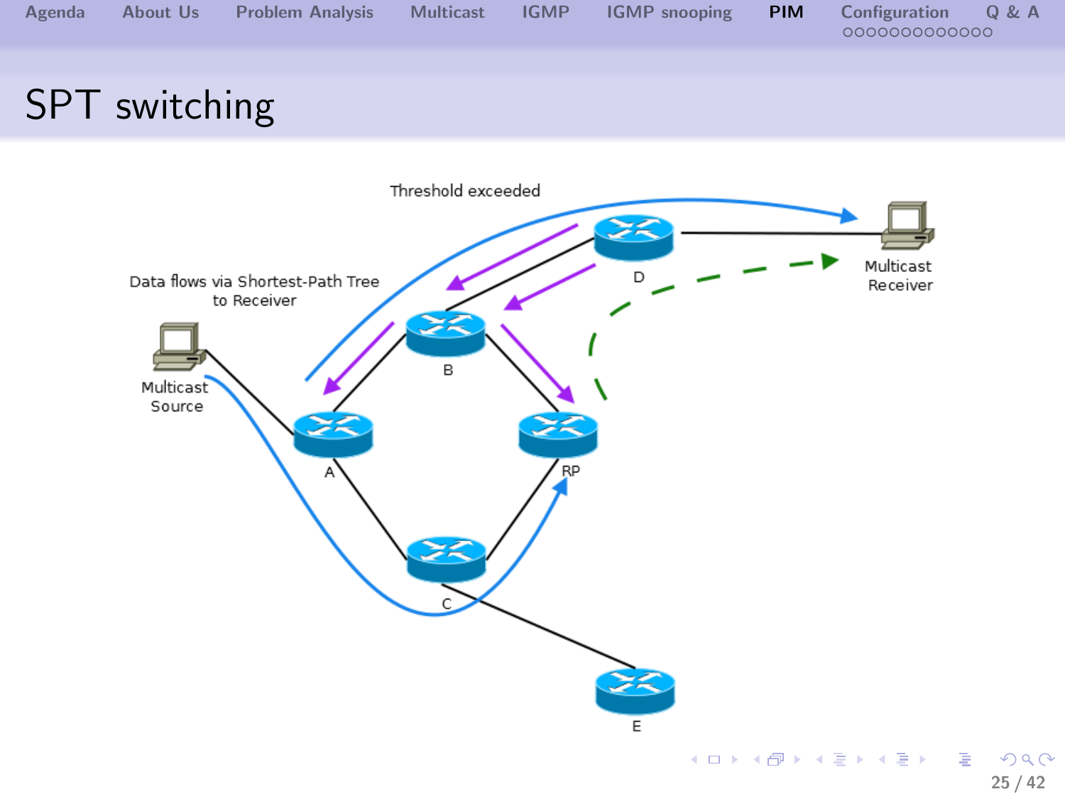# SPT switching

Threshold exceeded

Data flows via Shortest-Path Tree to Receiver

Multicast Source

Multicast Receiver

A

B

C

D

E

RP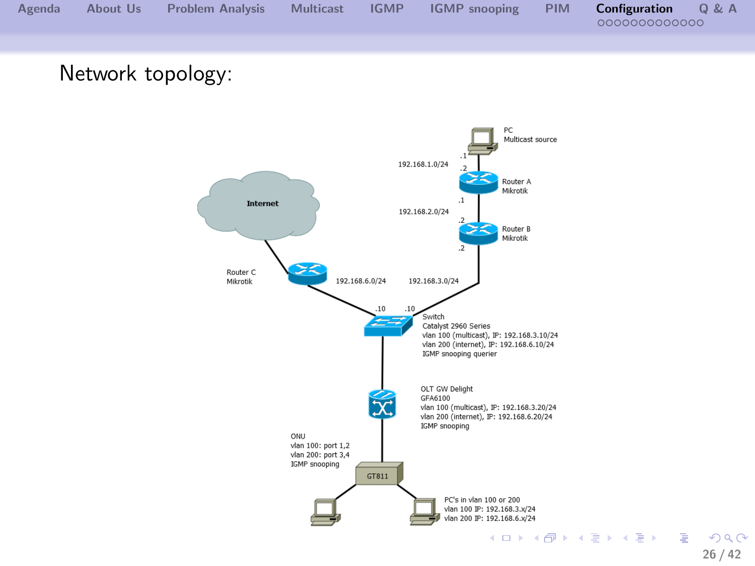Network topology:

PC
Multicast source

192.168.1.0/24 (.1, .2)

Router A
Mikrotik

192.168.2.0/24 (.1, .2)

Router B
Mikrotik

Internet

Router C
Mikrotik

192.168.6.0/24

192.168.3.0/24

.10 .10 .2

Switch
Catalyst 2960 Series
vlan 100 (multicast), IP: 192.168.3.10/24
vlan 200 (internet), IP: 192.168.6.10/24
IGMP snooping querier

OLT GW Delight
GFA6100
vlan 100 (multicast), IP: 192.168.3.20/24
vlan 200 (internet), IP: 192.168.6.20/24
IGMP snooping

ONU
vlan 100: port 1,2
vlan 200: port 3,4
IGMP snooping

GT811

PC's in vlan 100 or 200
vlan 100 IP: 192.168.3.x/24
vlan 200 IP: 192.168.6.x/24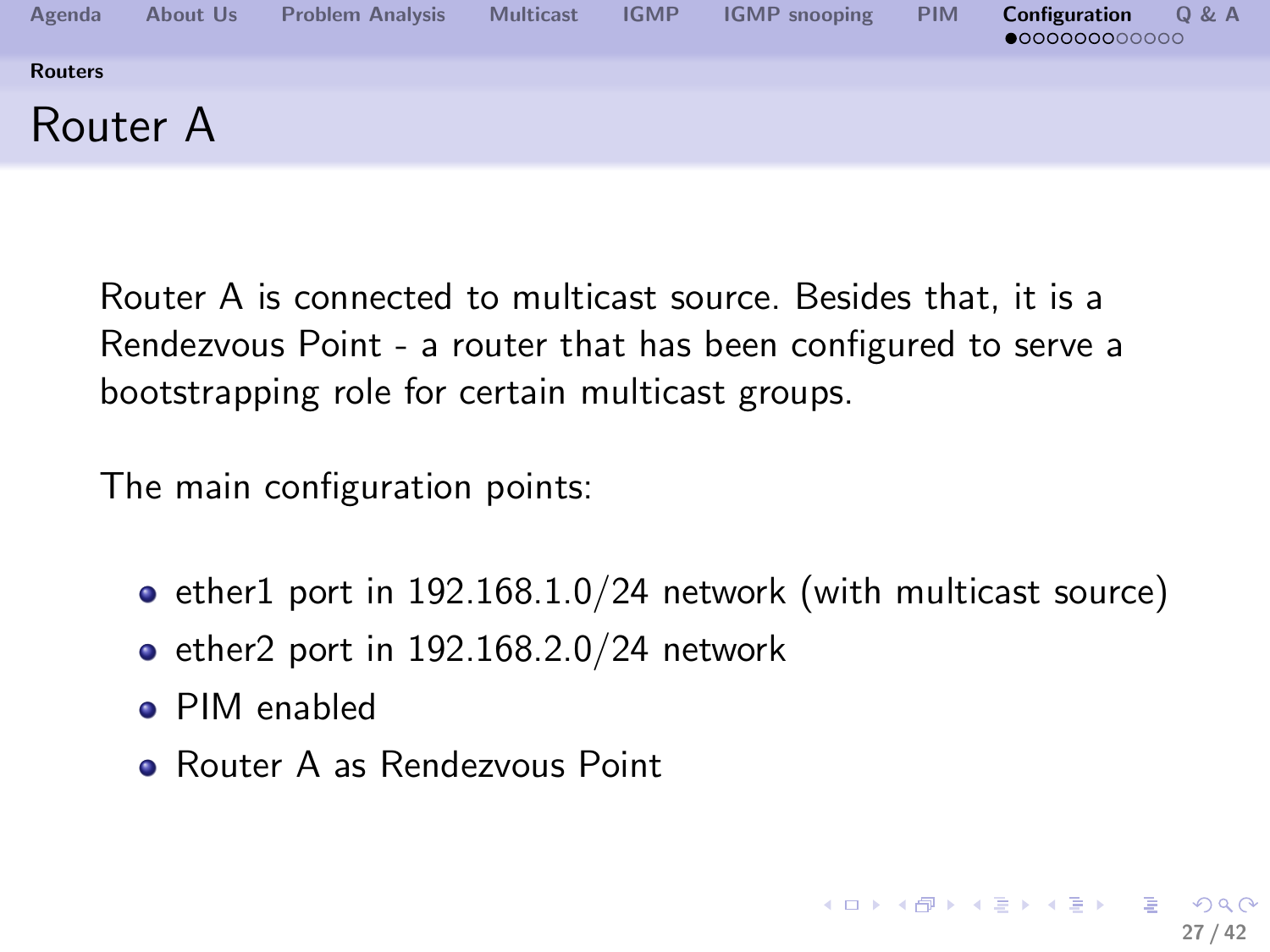# Router A

Router A is connected to multicast source. Besides that, it is a Rendezvous Point - a router that has been configured to serve a bootstrapping role for certain multicast groups.

The main configuration points:

- ether1 port in 192.168.1.0/24 network (with multicast source)
- ether2 port in 192.168.2.0/24 network
- PIM enabled
- Router A as Rendezvous Point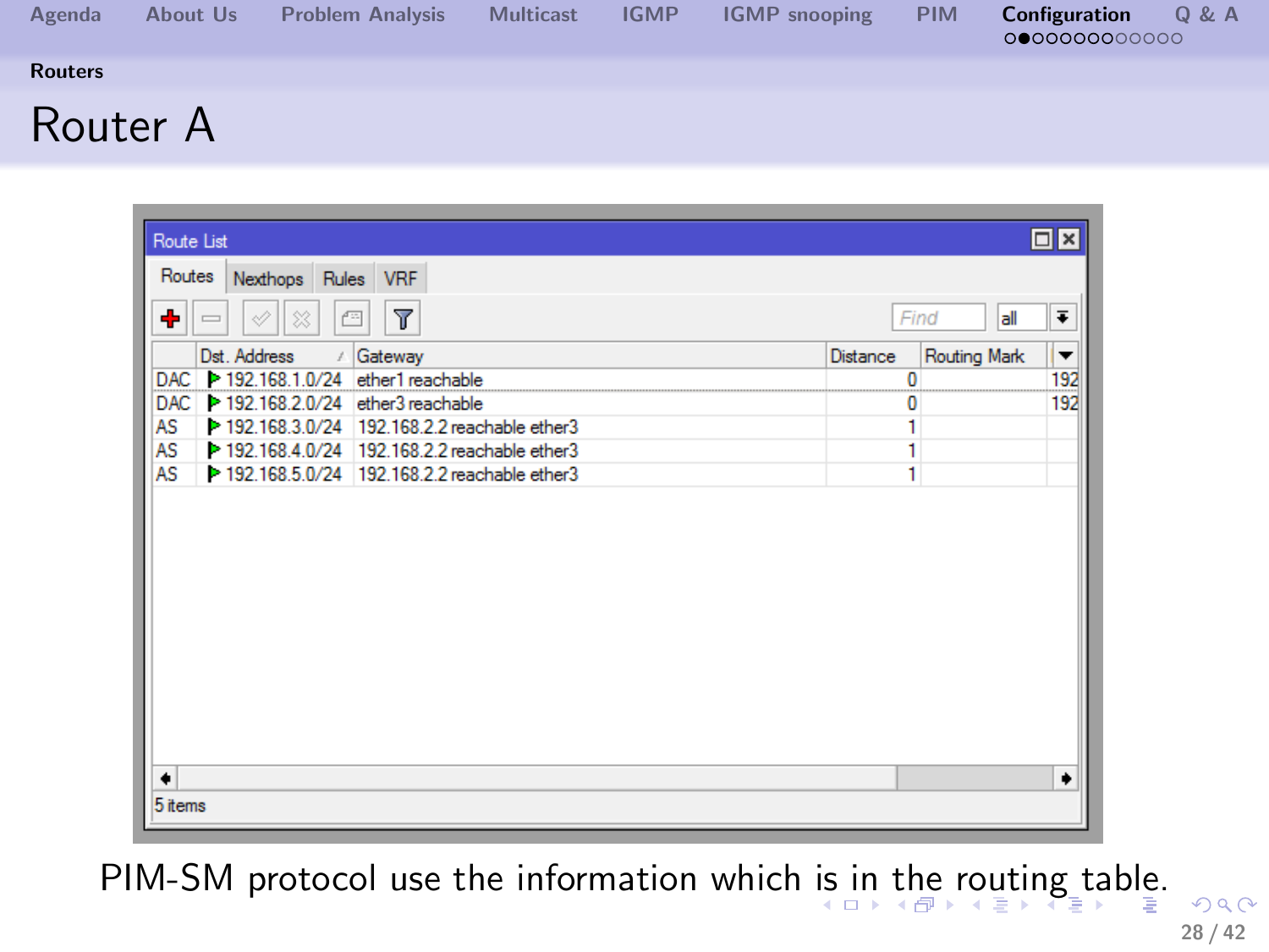Routers

# Router A

Route List

Routes | Nexthops | Rules | VRF

| | Dst. Address | Gateway | Distance | Routing Mark | |
|---|---|---|---|---|---|
| DAC | 192.168.1.0/24 | ether1 reachable | 0 | | 192 |
| DAC | 192.168.2.0/24 | ether3 reachable | 0 | | 192 |
| AS | 192.168.3.0/24 | 192.168.2.2 reachable ether3 | 1 | | |
| AS | 192.168.4.0/24 | 192.168.2.2 reachable ether3 | 1 | | |
| AS | 192.168.5.0/24 | 192.168.2.2 reachable ether3 | 1 | | |

5 items

PIM-SM protocol use the information which is in the routing table.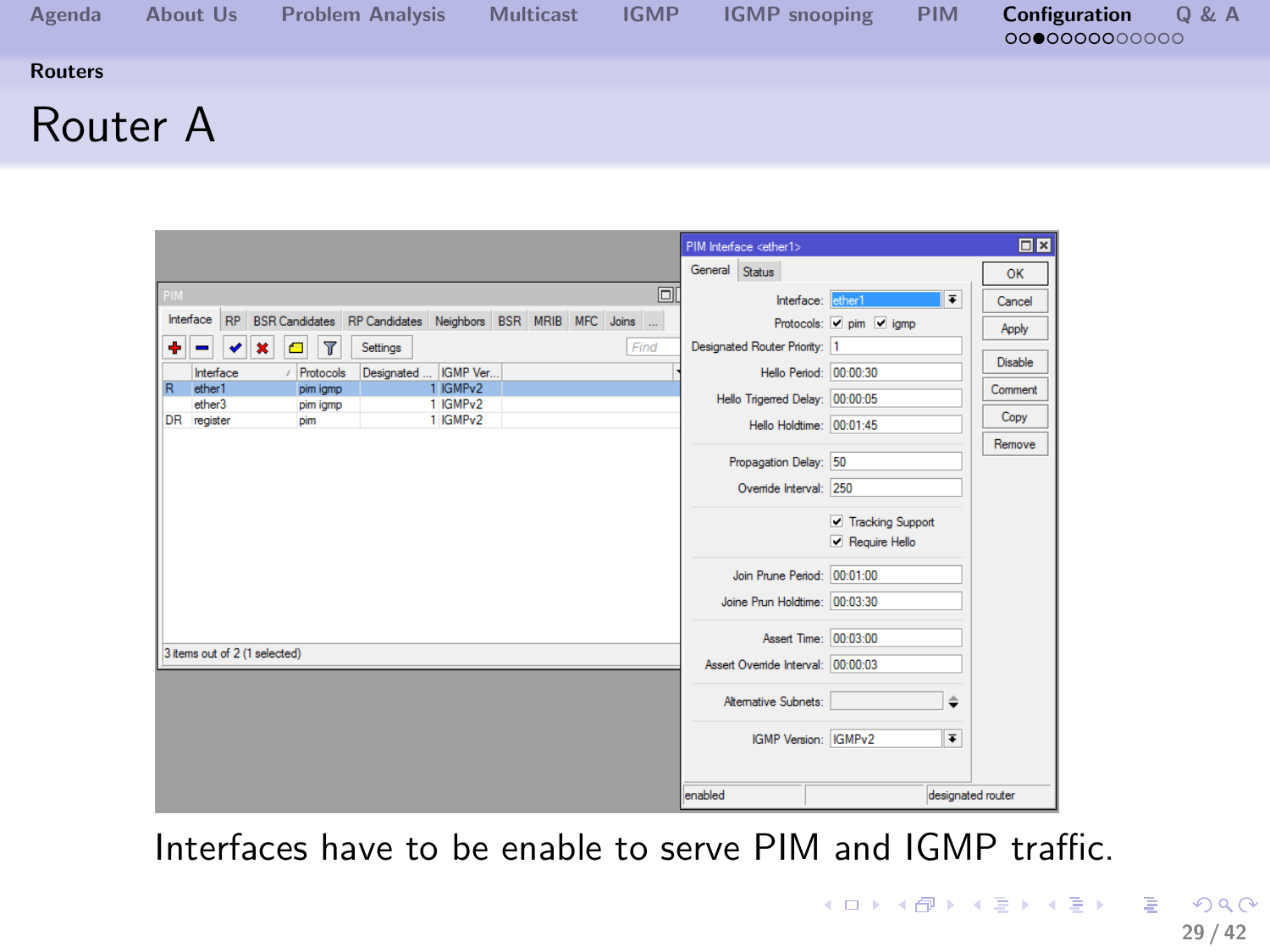## Routers

# Router A

Interfaces have to be enable to serve PIM and IGMP traffic.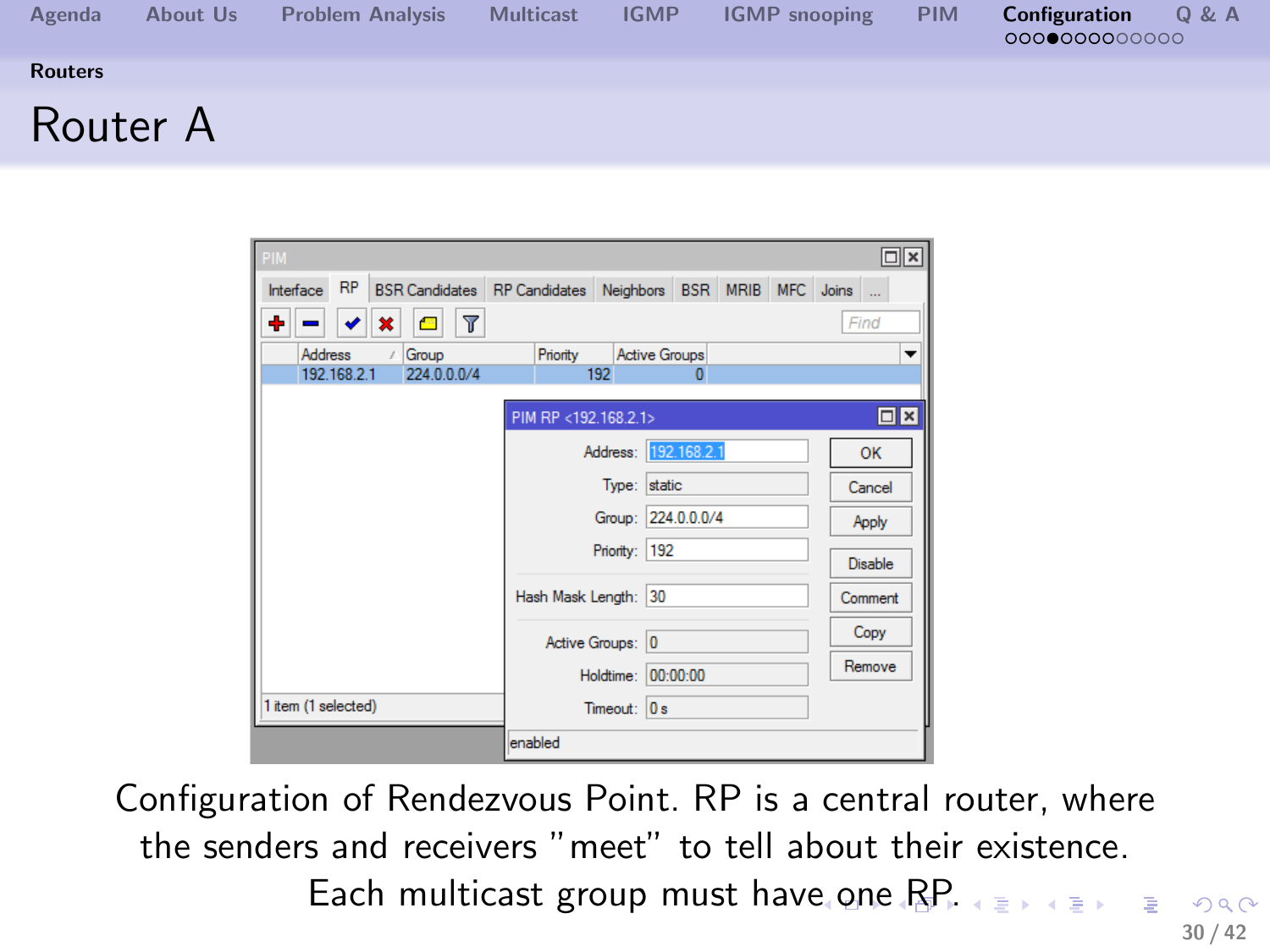## Routers

# Router A

Configuration of Rendezvous Point. RP is a central router, where the senders and receivers "meet" to tell about their existence. Each multicast group must have one RP.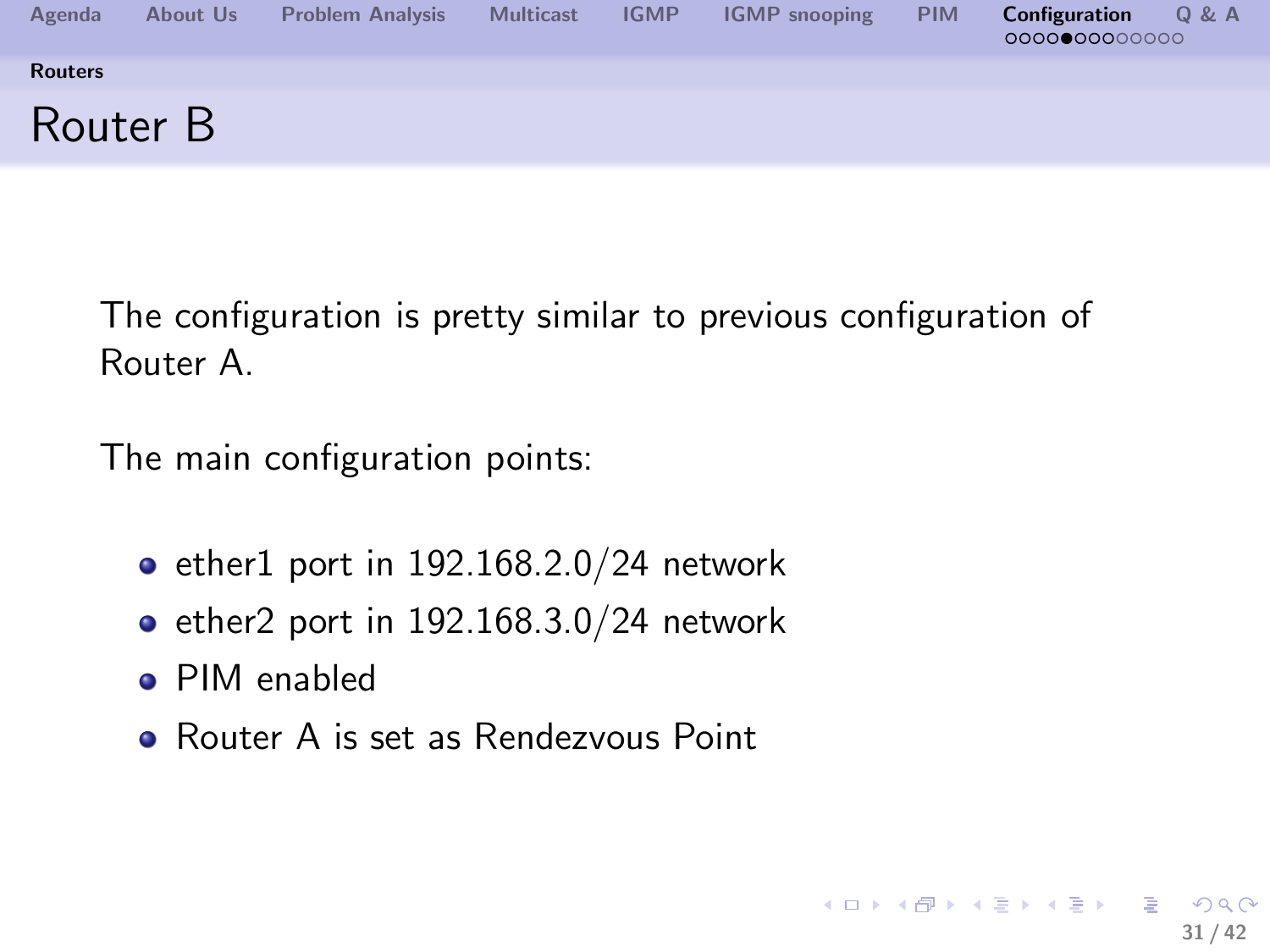## Router B

The configuration is pretty similar to previous configuration of Router A.

The main configuration points:

- ether1 port in 192.168.2.0/24 network
- ether2 port in 192.168.3.0/24 network
- PIM enabled
- Router A is set as Rendezvous Point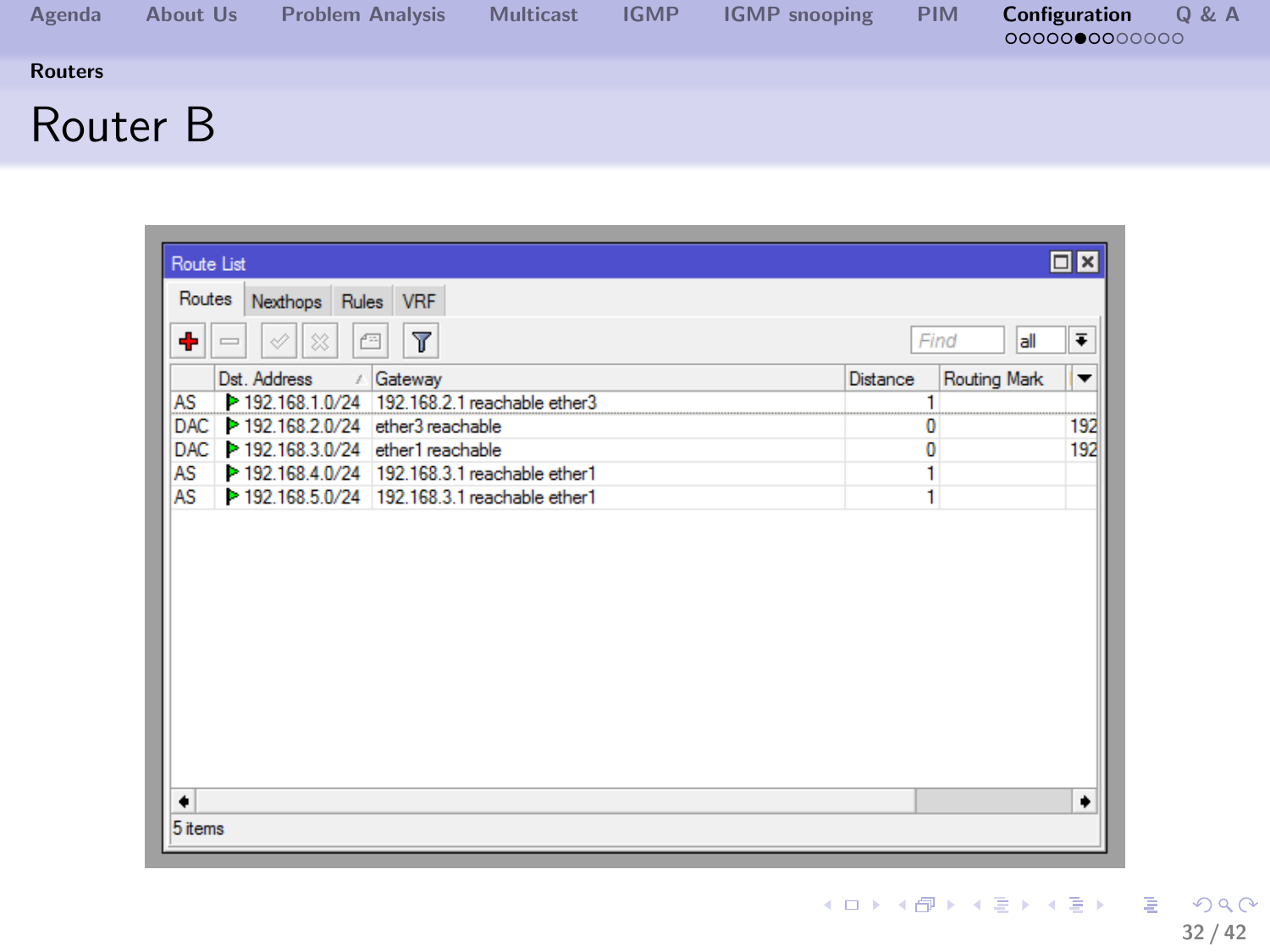## Routers

# Router B

Route List

Routes | Nexthops | Rules | VRF

| | Dst. Address | Gateway | Distance | Routing Mark | |
|---|---|---|---|---|---|
| AS | 192.168.1.0/24 | 192.168.2.1 reachable ether3 | 1 | | |
| DAC | 192.168.2.0/24 | ether3 reachable | 0 | | 192 |
| DAC | 192.168.3.0/24 | ether1 reachable | 0 | | 192 |
| AS | 192.168.4.0/24 | 192.168.3.1 reachable ether1 | 1 | | |
| AS | 192.168.5.0/24 | 192.168.3.1 reachable ether1 | 1 | | |

5 items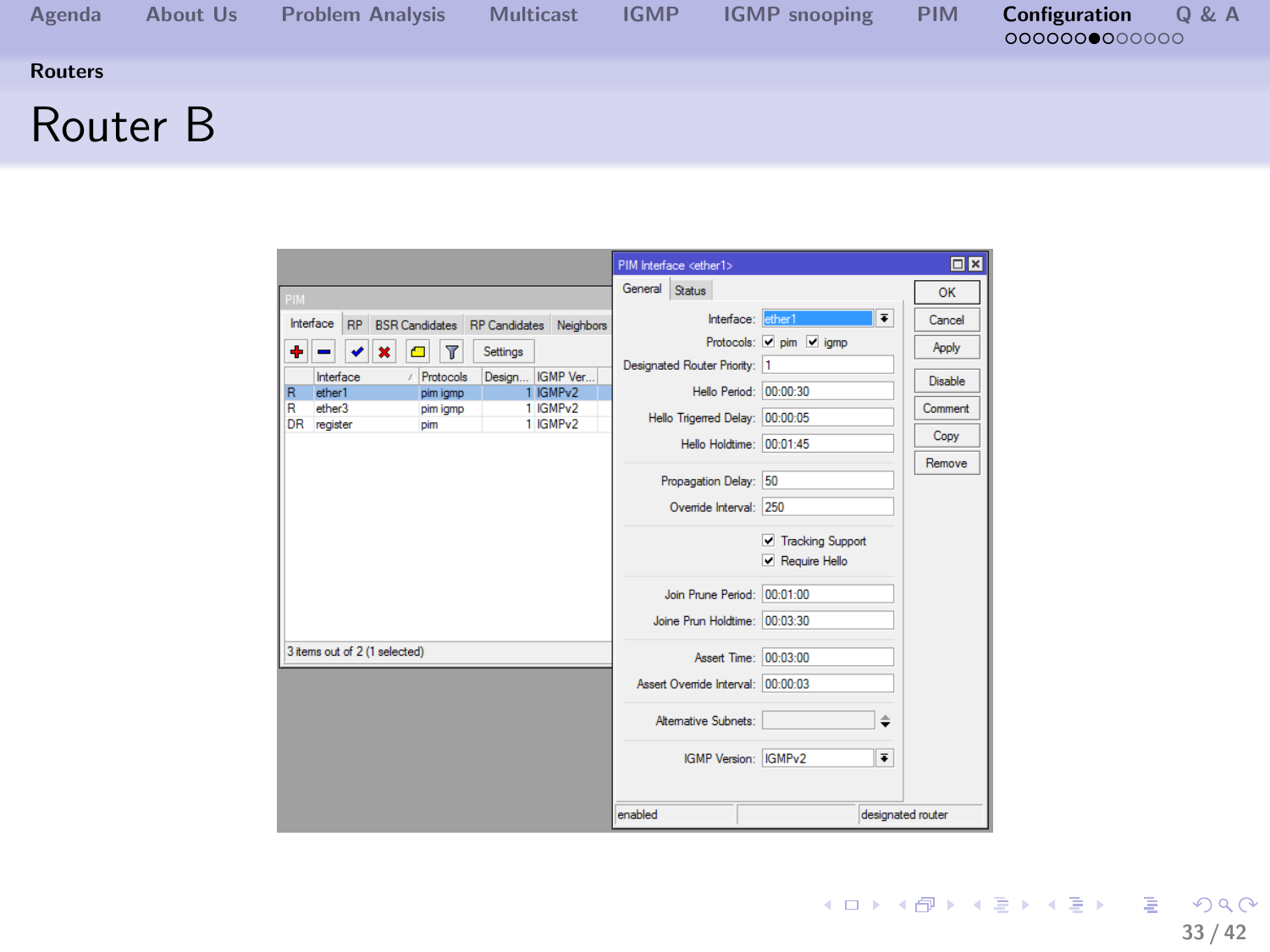## Routers

# Router B

PIM

Interface | RP | BSR Candidates | RP Candidates | Neighbors

Settings

| | Interface | Protocols | Design... | IGMP Ver... |
|---|---|---|---|---|
| R | ether1 | pim igmp | 1 | IGMPv2 |
| R | ether3 | pim igmp | 1 | IGMPv2 |
| DR | register | pim | 1 | IGMPv2 |

3 items out of 2 (1 selected)

PIM Interface <ether1>

General | Status

- Interface: ether1
- Protocols: ☑ pim ☑ igmp
- Designated Router Priority: 1
- Hello Period: 00:00:30
- Hello Triggered Delay: 00:00:05
- Hello Holdtime: 00:01:45
- Propagation Delay: 50
- Override Interval: 250
- ☑ Tracking Support
- ☑ Require Hello
- Join Prune Period: 00:01:00
- Joine Prun Holdtime: 00:03:30
- Assert Time: 00:03:00
- Assert Override Interval: 00:00:03
- Alternative Subnets:
- IGMP Version: IGMPv2

OK | Cancel | Apply | Disable | Comment | Copy | Remove

enabled | designated router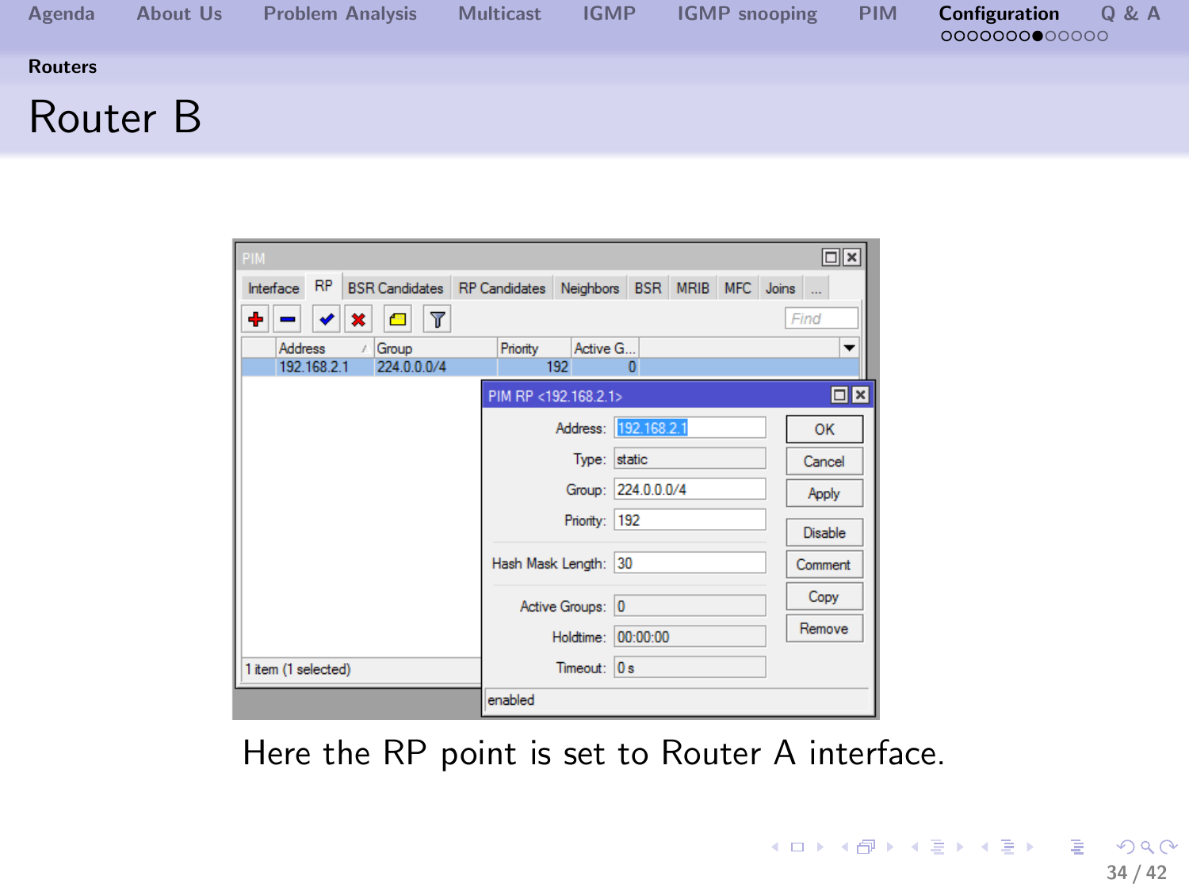## Routers

# Router B

Here the RP point is set to Router A interface.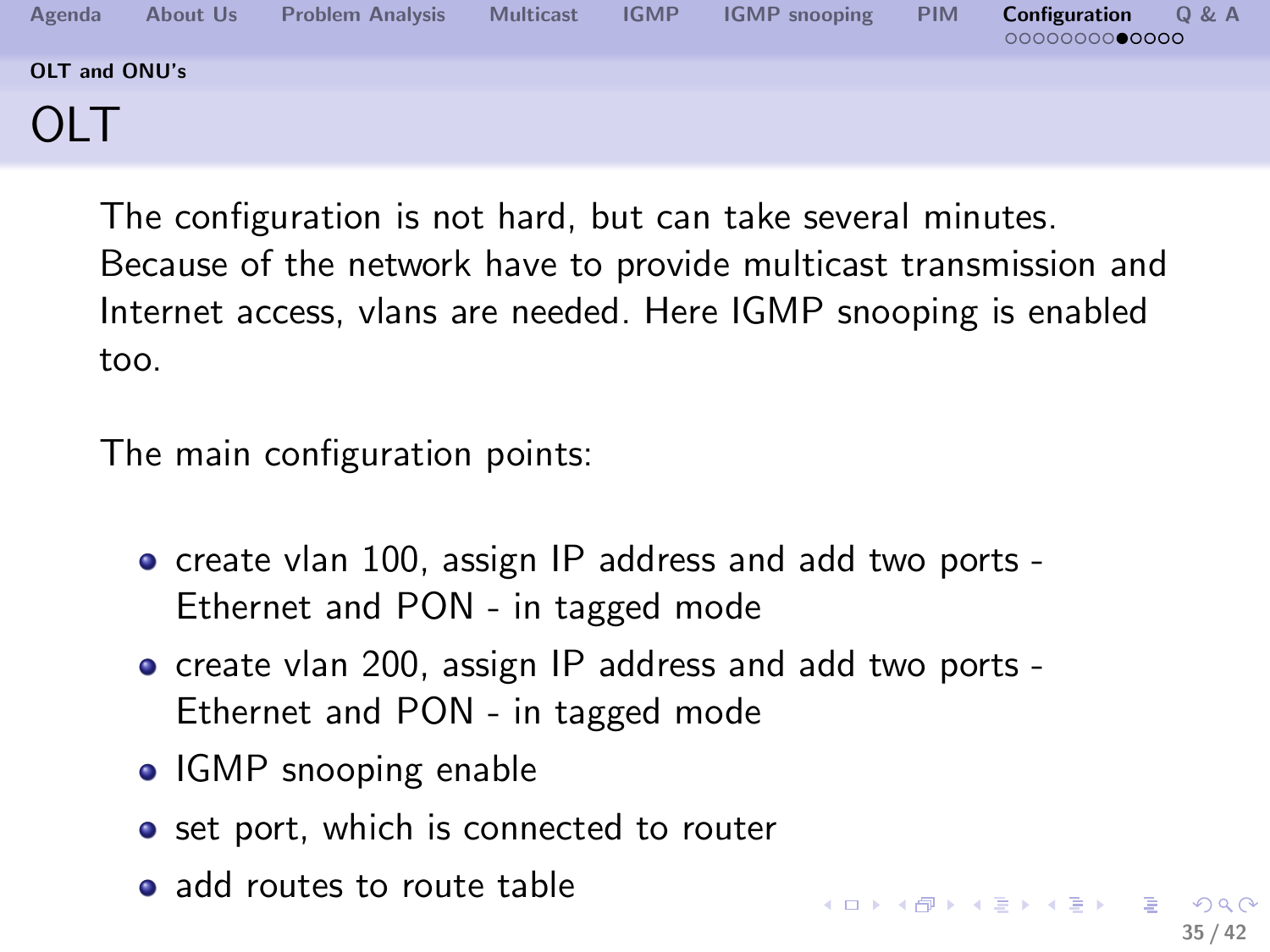## OLT and ONU's

# OLT

The configuration is not hard, but can take several minutes. Because of the network have to provide multicast transmission and Internet access, vlans are needed. Here IGMP snooping is enabled too.

The main configuration points:

- create vlan 100, assign IP address and add two ports - Ethernet and PON - in tagged mode
- create vlan 200, assign IP address and add two ports - Ethernet and PON - in tagged mode
- IGMP snooping enable
- set port, which is connected to router
- add routes to route table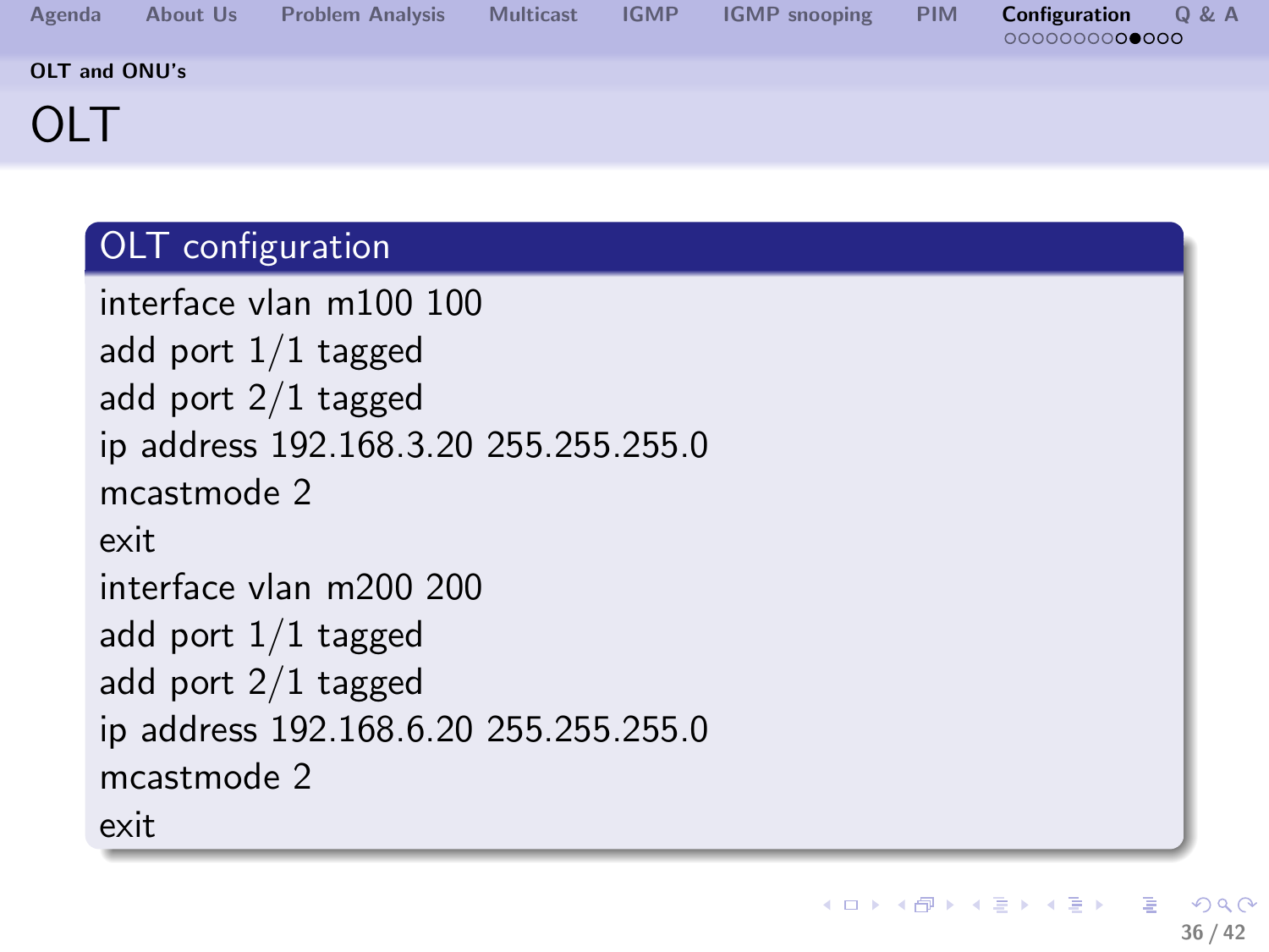# OLT

## OLT configuration

```
interface vlan m100 100
add port 1/1 tagged
add port 2/1 tagged
ip address 192.168.3.20 255.255.255.0
mcastmode 2
exit
interface vlan m200 200
add port 1/1 tagged
add port 2/1 tagged
ip address 192.168.6.20 255.255.255.0
mcastmode 2
exit
```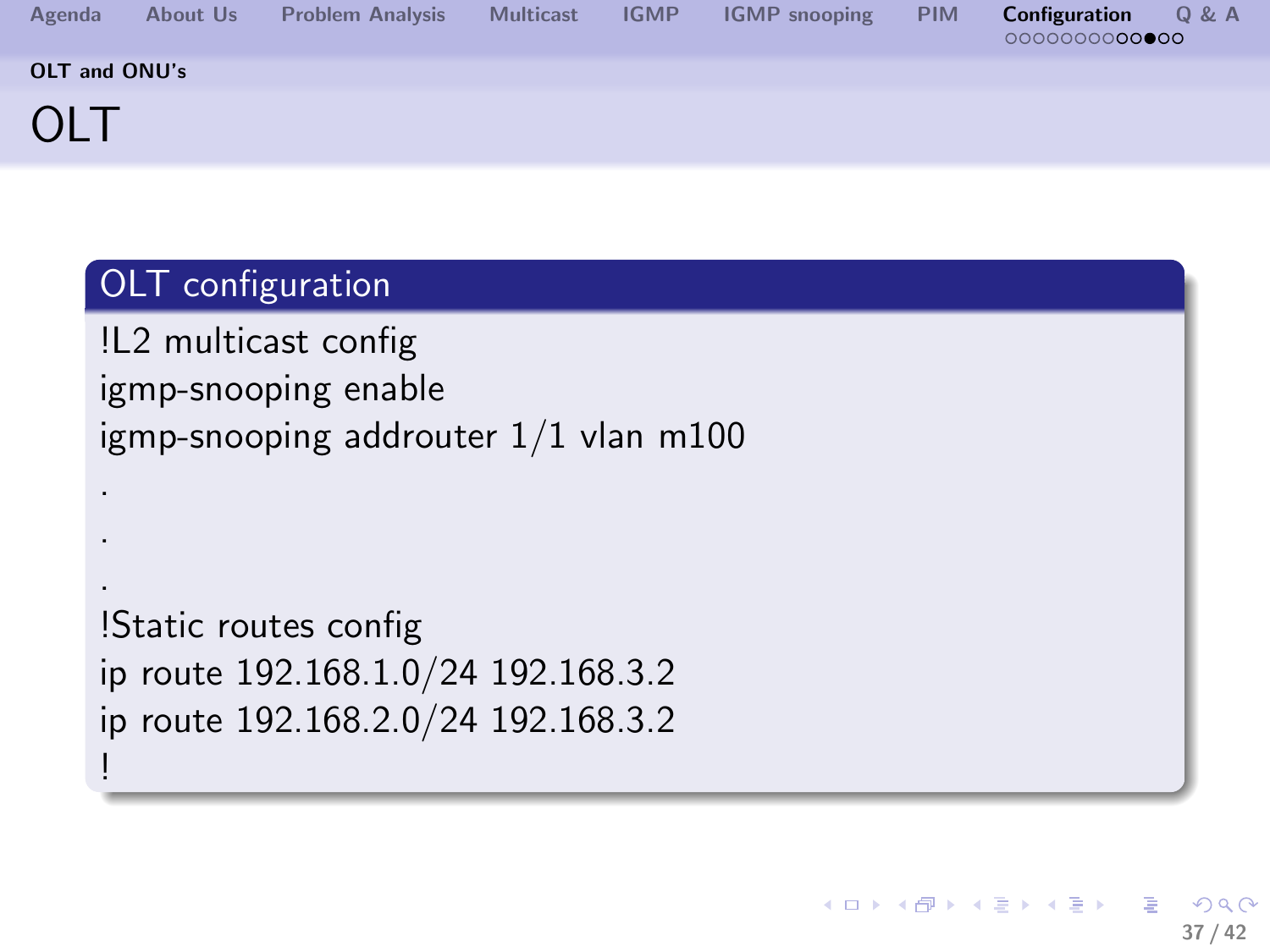### OLT and ONU's

# OLT

## OLT configuration

```
!L2 multicast config
igmp-snooping enable
igmp-snooping addrouter 1/1 vlan m100
.
.
.
!Static routes config
ip route 192.168.1.0/24 192.168.3.2
ip route 192.168.2.0/24 192.168.3.2
!
```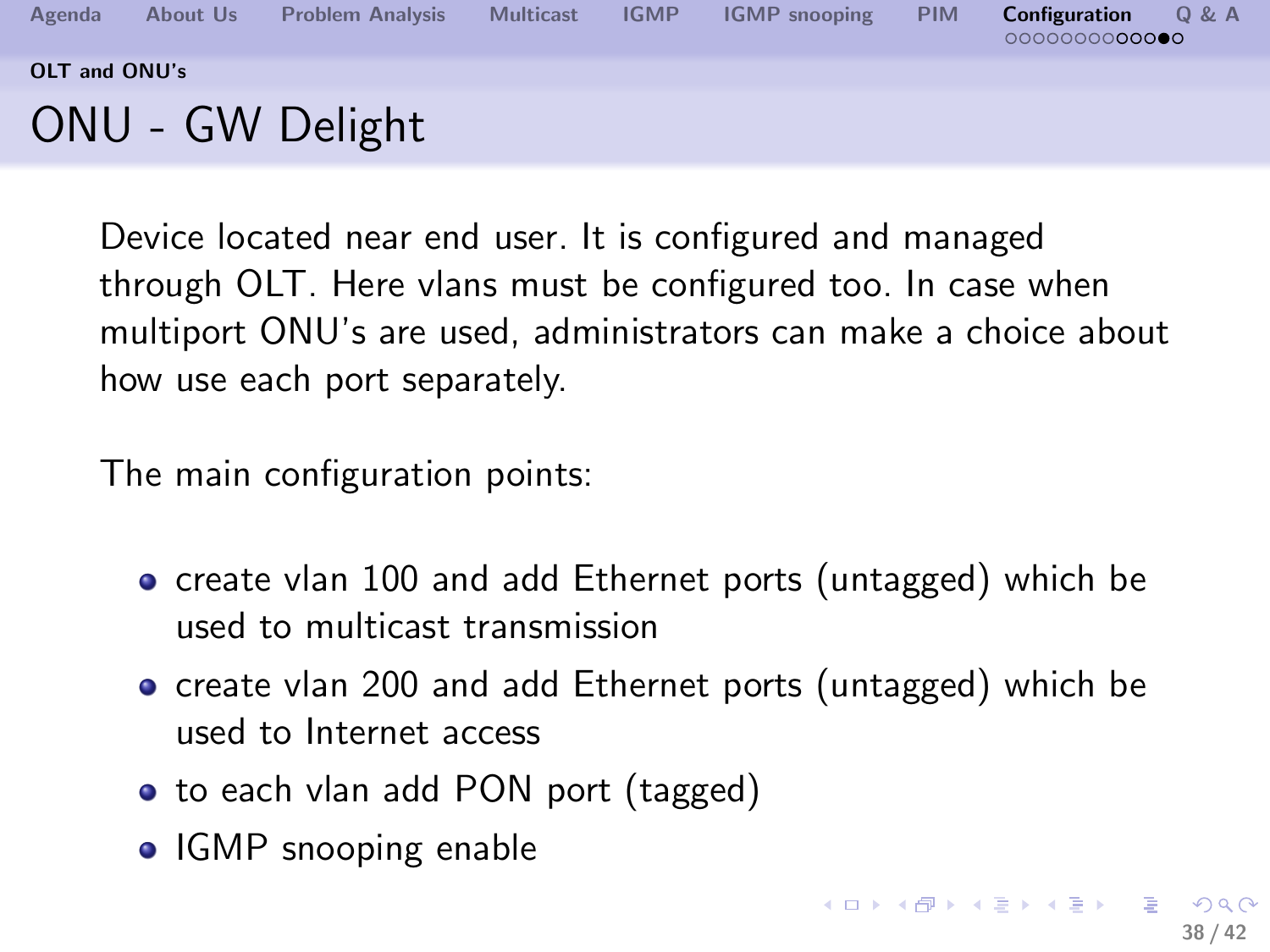OLT and ONU's

# ONU - GW Delight

Device located near end user. It is configured and managed through OLT. Here vlans must be configured too. In case when multiport ONU's are used, administrators can make a choice about how use each port separately.

The main configuration points:

- create vlan 100 and add Ethernet ports (untagged) which be used to multicast transmission
- create vlan 200 and add Ethernet ports (untagged) which be used to Internet access
- to each vlan add PON port (tagged)
- IGMP snooping enable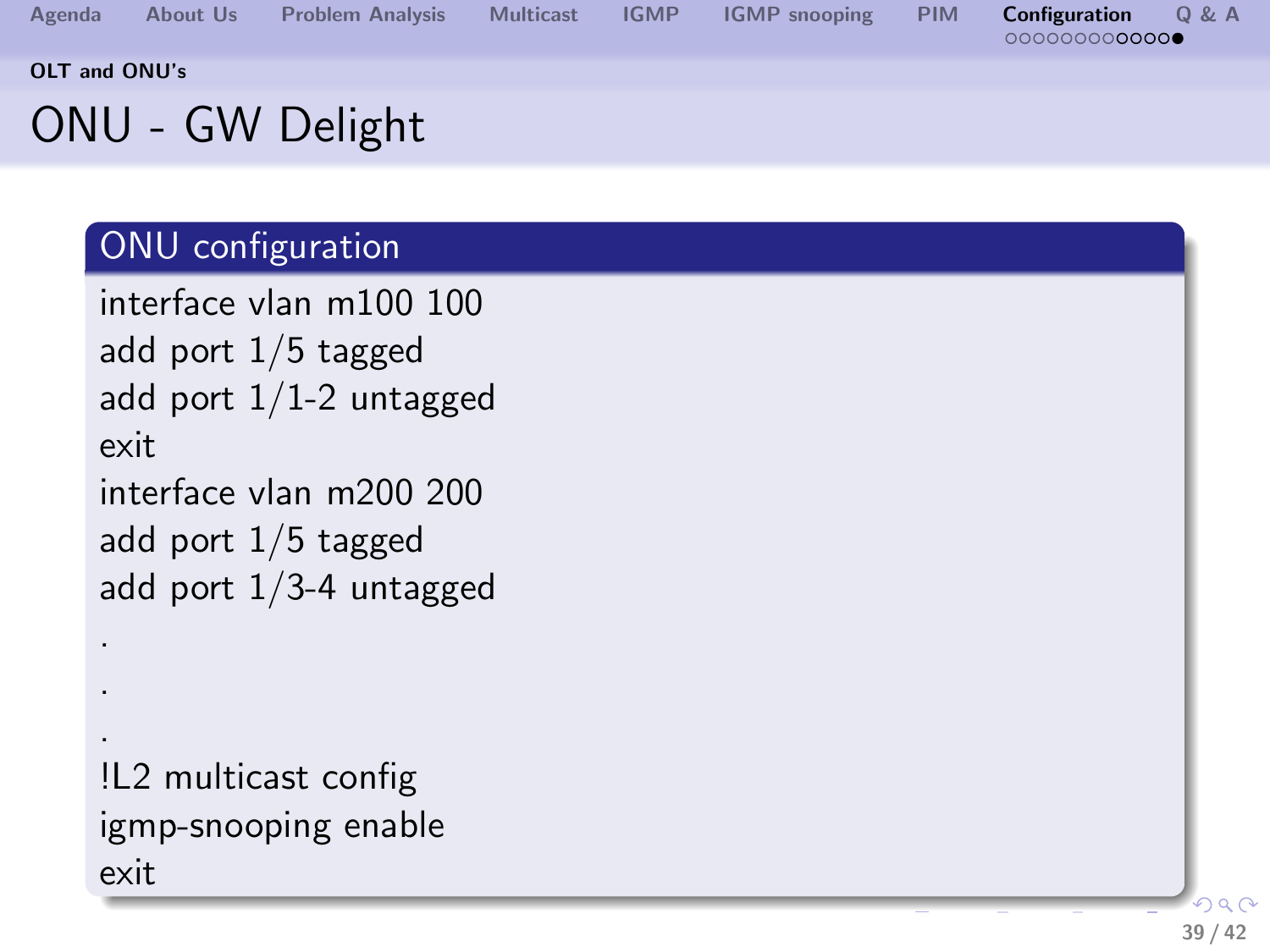## OLT and ONU's

# ONU - GW Delight

### ONU configuration

```
interface vlan m100 100
add port 1/5 tagged
add port 1/1-2 untagged
exit
interface vlan m200 200
add port 1/5 tagged
add port 1/3-4 untagged
.
.
.
!L2 multicast config
igmp-snooping enable
exit
```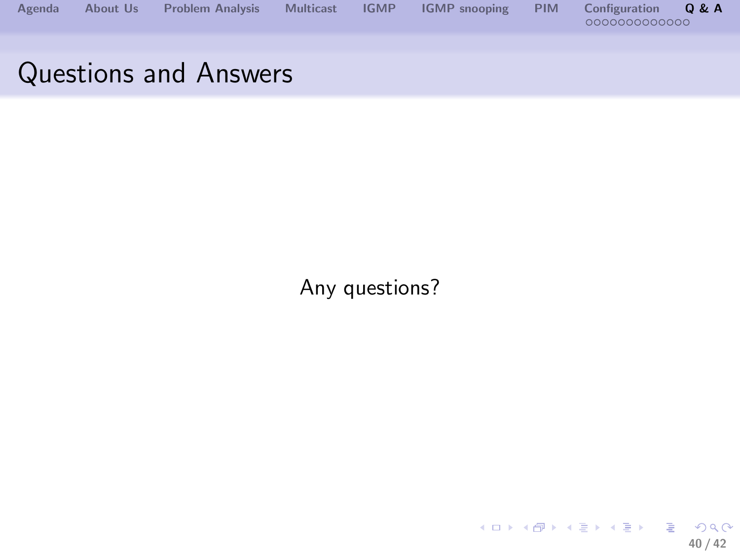# Questions and Answers

Any questions?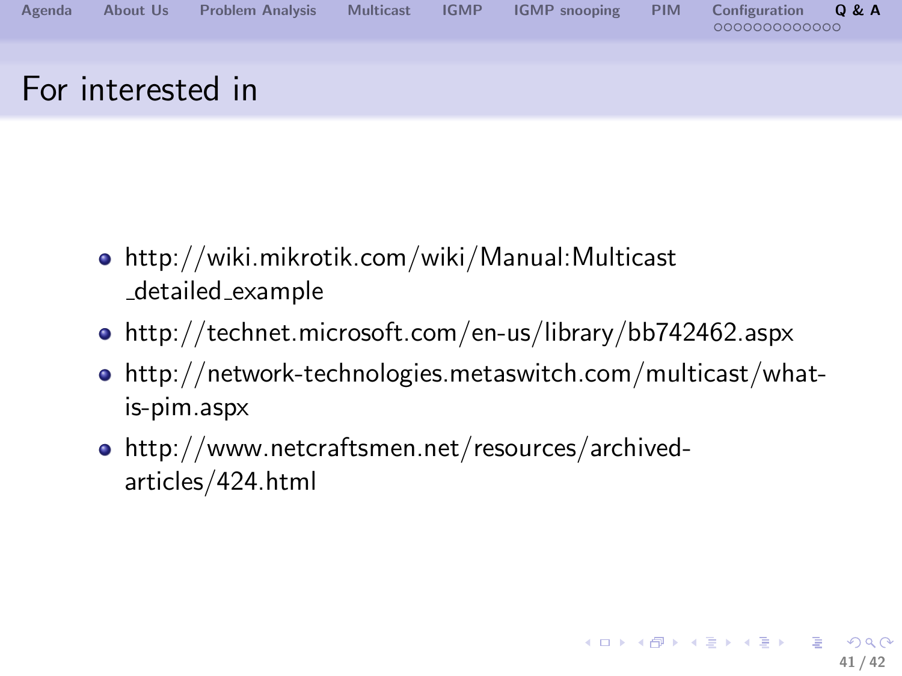# For interested in

- http://wiki.mikrotik.com/wiki/Manual:Multicast_detailed_example
- http://technet.microsoft.com/en-us/library/bb742462.aspx
- http://network-technologies.metaswitch.com/multicast/what-is-pim.aspx
- http://www.netcraftsmen.net/resources/archived-articles/424.html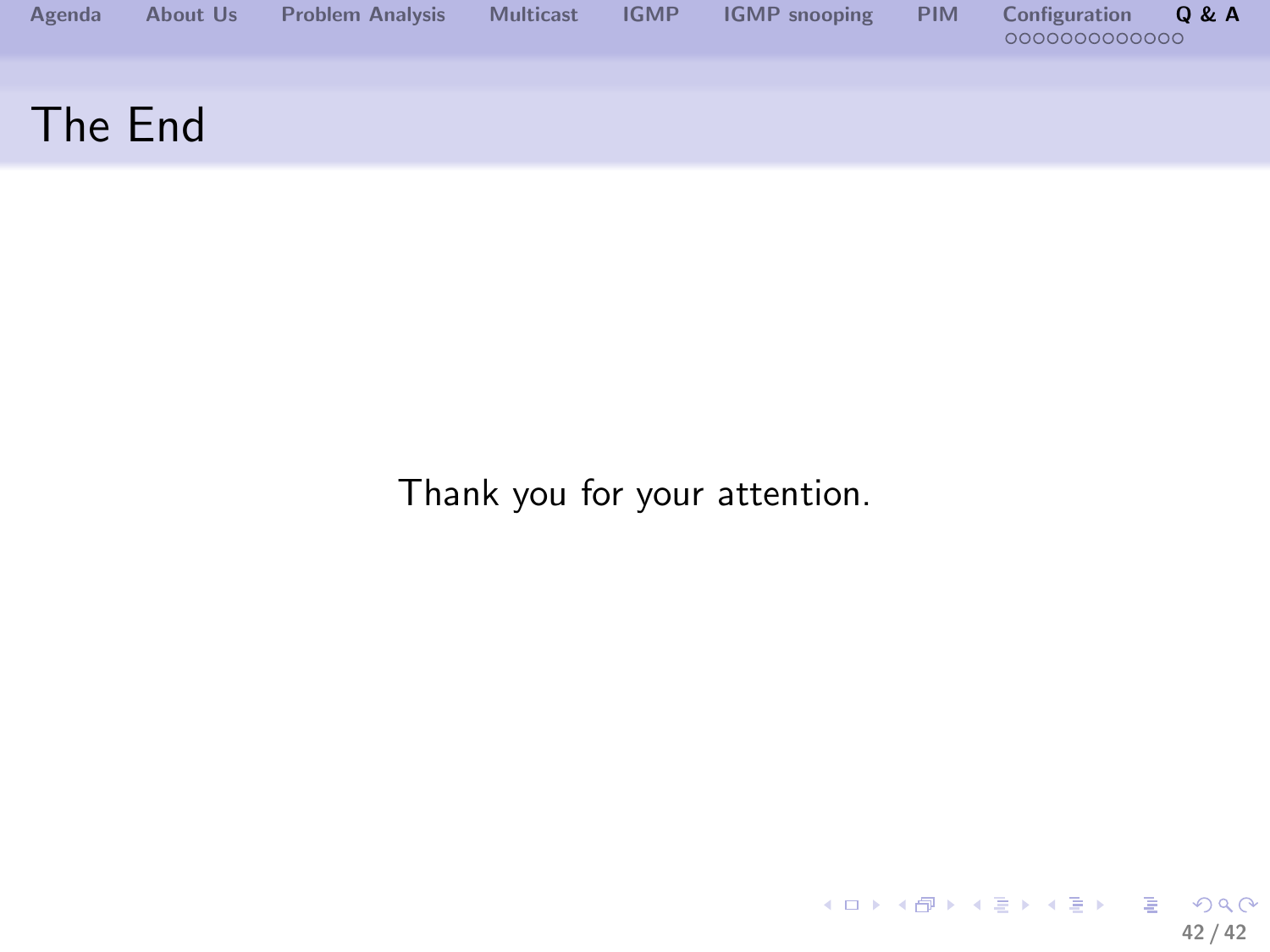# The End

Thank you for your attention.